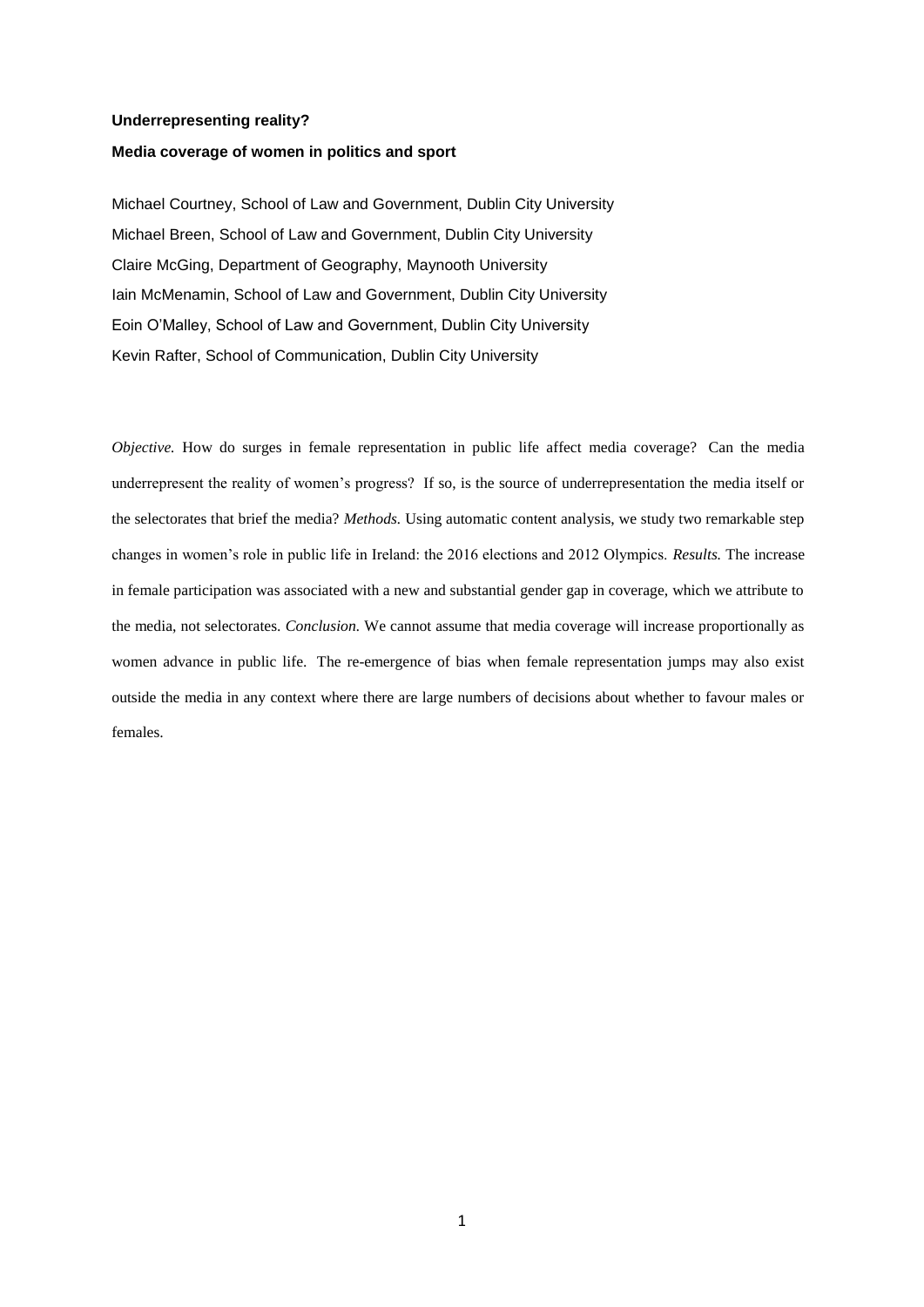**Underrepresenting reality?**

**Media coverage of women in politics and sport**

Michael Courtney, School of Law and Government, Dublin City University
Michael Breen, School of Law and Government, Dublin City University
Claire McGing, Department of Geography, Maynooth University
Iain McMenamin, School of Law and Government, Dublin City University
Eoin O'Malley, School of Law and Government, Dublin City University
Kevin Rafter, School of Communication, Dublin City University

*Objective.* How do surges in female representation in public life affect media coverage? Can the media underrepresent the reality of women's progress? If so, is the source of underrepresentation the media itself or the selectorates that brief the media? *Methods.* Using automatic content analysis, we study two remarkable step changes in women's role in public life in Ireland: the 2016 elections and 2012 Olympics. *Results.* The increase in female participation was associated with a new and substantial gender gap in coverage, which we attribute to the media, not selectorates. *Conclusion.* We cannot assume that media coverage will increase proportionally as women advance in public life. The re-emergence of bias when female representation jumps may also exist outside the media in any context where there are large numbers of decisions about whether to favour males or females.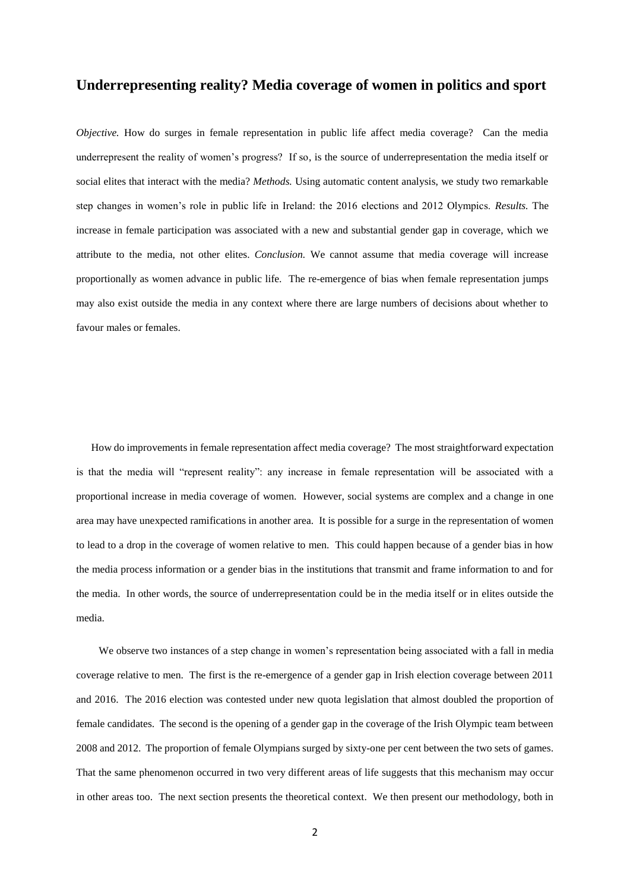## Underrepresenting reality? Media coverage of women in politics and sport

*Objective.* How do surges in female representation in public life affect media coverage? Can the media underrepresent the reality of women's progress? If so, is the source of underrepresentation the media itself or social elites that interact with the media? *Methods.* Using automatic content analysis, we study two remarkable step changes in women's role in public life in Ireland: the 2016 elections and 2012 Olympics. *Results.* The increase in female participation was associated with a new and substantial gender gap in coverage, which we attribute to the media, not other elites. *Conclusion.* We cannot assume that media coverage will increase proportionally as women advance in public life. The re-emergence of bias when female representation jumps may also exist outside the media in any context where there are large numbers of decisions about whether to favour males or females.

How do improvements in female representation affect media coverage? The most straightforward expectation is that the media will "represent reality": any increase in female representation will be associated with a proportional increase in media coverage of women. However, social systems are complex and a change in one area may have unexpected ramifications in another area. It is possible for a surge in the representation of women to lead to a drop in the coverage of women relative to men. This could happen because of a gender bias in how the media process information or a gender bias in the institutions that transmit and frame information to and for the media. In other words, the source of underrepresentation could be in the media itself or in elites outside the media.

We observe two instances of a step change in women's representation being associated with a fall in media coverage relative to men. The first is the re-emergence of a gender gap in Irish election coverage between 2011 and 2016. The 2016 election was contested under new quota legislation that almost doubled the proportion of female candidates. The second is the opening of a gender gap in the coverage of the Irish Olympic team between 2008 and 2012. The proportion of female Olympians surged by sixty-one per cent between the two sets of games. That the same phenomenon occurred in two very different areas of life suggests that this mechanism may occur in other areas too. The next section presents the theoretical context. We then present our methodology, both in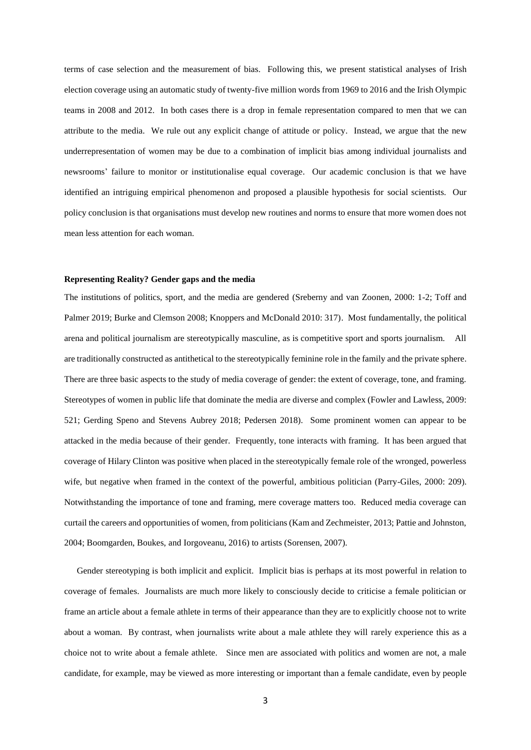terms of case selection and the measurement of bias. Following this, we present statistical analyses of Irish election coverage using an automatic study of twenty-five million words from 1969 to 2016 and the Irish Olympic teams in 2008 and 2012. In both cases there is a drop in female representation compared to men that we can attribute to the media. We rule out any explicit change of attitude or policy. Instead, we argue that the new underrepresentation of women may be due to a combination of implicit bias among individual journalists and newsrooms' failure to monitor or institutionalise equal coverage. Our academic conclusion is that we have identified an intriguing empirical phenomenon and proposed a plausible hypothesis for social scientists. Our policy conclusion is that organisations must develop new routines and norms to ensure that more women does not mean less attention for each woman.

**Representing Reality? Gender gaps and the media**

The institutions of politics, sport, and the media are gendered (Sreberny and van Zoonen, 2000: 1-2; Toff and Palmer 2019; Burke and Clemson 2008; Knoppers and McDonald 2010: 317). Most fundamentally, the political arena and political journalism are stereotypically masculine, as is competitive sport and sports journalism. All are traditionally constructed as antithetical to the stereotypically feminine role in the family and the private sphere. There are three basic aspects to the study of media coverage of gender: the extent of coverage, tone, and framing. Stereotypes of women in public life that dominate the media are diverse and complex (Fowler and Lawless, 2009: 521; Gerding Speno and Stevens Aubrey 2018; Pedersen 2018). Some prominent women can appear to be attacked in the media because of their gender. Frequently, tone interacts with framing. It has been argued that coverage of Hilary Clinton was positive when placed in the stereotypically female role of the wronged, powerless wife, but negative when framed in the context of the powerful, ambitious politician (Parry-Giles, 2000: 209). Notwithstanding the importance of tone and framing, mere coverage matters too. Reduced media coverage can curtail the careers and opportunities of women, from politicians (Kam and Zechmeister, 2013; Pattie and Johnston, 2004; Boomgarden, Boukes, and Iorgoveanu, 2016) to artists (Sorensen, 2007).

Gender stereotyping is both implicit and explicit. Implicit bias is perhaps at its most powerful in relation to coverage of females. Journalists are much more likely to consciously decide to criticise a female politician or frame an article about a female athlete in terms of their appearance than they are to explicitly choose not to write about a woman. By contrast, when journalists write about a male athlete they will rarely experience this as a choice not to write about a female athlete. Since men are associated with politics and women are not, a male candidate, for example, may be viewed as more interesting or important than a female candidate, even by people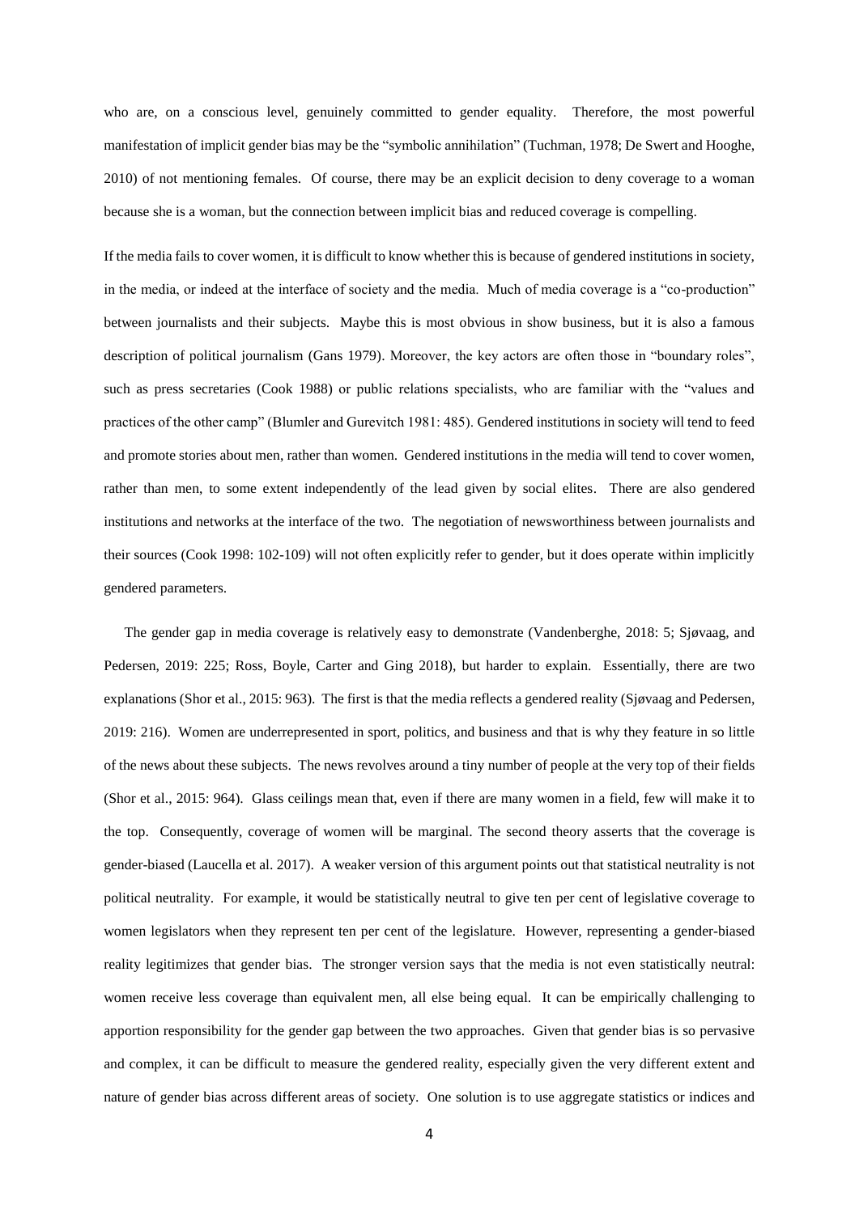who are, on a conscious level, genuinely committed to gender equality. Therefore, the most powerful manifestation of implicit gender bias may be the "symbolic annihilation" (Tuchman, 1978; De Swert and Hooghe, 2010) of not mentioning females. Of course, there may be an explicit decision to deny coverage to a woman because she is a woman, but the connection between implicit bias and reduced coverage is compelling.

If the media fails to cover women, it is difficult to know whether this is because of gendered institutions in society, in the media, or indeed at the interface of society and the media. Much of media coverage is a "co-production" between journalists and their subjects. Maybe this is most obvious in show business, but it is also a famous description of political journalism (Gans 1979). Moreover, the key actors are often those in "boundary roles", such as press secretaries (Cook 1988) or public relations specialists, who are familiar with the "values and practices of the other camp" (Blumler and Gurevitch 1981: 485). Gendered institutions in society will tend to feed and promote stories about men, rather than women. Gendered institutions in the media will tend to cover women, rather than men, to some extent independently of the lead given by social elites. There are also gendered institutions and networks at the interface of the two. The negotiation of newsworthiness between journalists and their sources (Cook 1998: 102-109) will not often explicitly refer to gender, but it does operate within implicitly gendered parameters.

The gender gap in media coverage is relatively easy to demonstrate (Vandenberghe, 2018: 5; Sjøvaag, and Pedersen, 2019: 225; Ross, Boyle, Carter and Ging 2018), but harder to explain. Essentially, there are two explanations (Shor et al., 2015: 963). The first is that the media reflects a gendered reality (Sjøvaag and Pedersen, 2019: 216). Women are underrepresented in sport, politics, and business and that is why they feature in so little of the news about these subjects. The news revolves around a tiny number of people at the very top of their fields (Shor et al., 2015: 964). Glass ceilings mean that, even if there are many women in a field, few will make it to the top. Consequently, coverage of women will be marginal. The second theory asserts that the coverage is gender-biased (Laucella et al. 2017). A weaker version of this argument points out that statistical neutrality is not political neutrality. For example, it would be statistically neutral to give ten per cent of legislative coverage to women legislators when they represent ten per cent of the legislature. However, representing a gender-biased reality legitimizes that gender bias. The stronger version says that the media is not even statistically neutral: women receive less coverage than equivalent men, all else being equal. It can be empirically challenging to apportion responsibility for the gender gap between the two approaches. Given that gender bias is so pervasive and complex, it can be difficult to measure the gendered reality, especially given the very different extent and nature of gender bias across different areas of society. One solution is to use aggregate statistics or indices and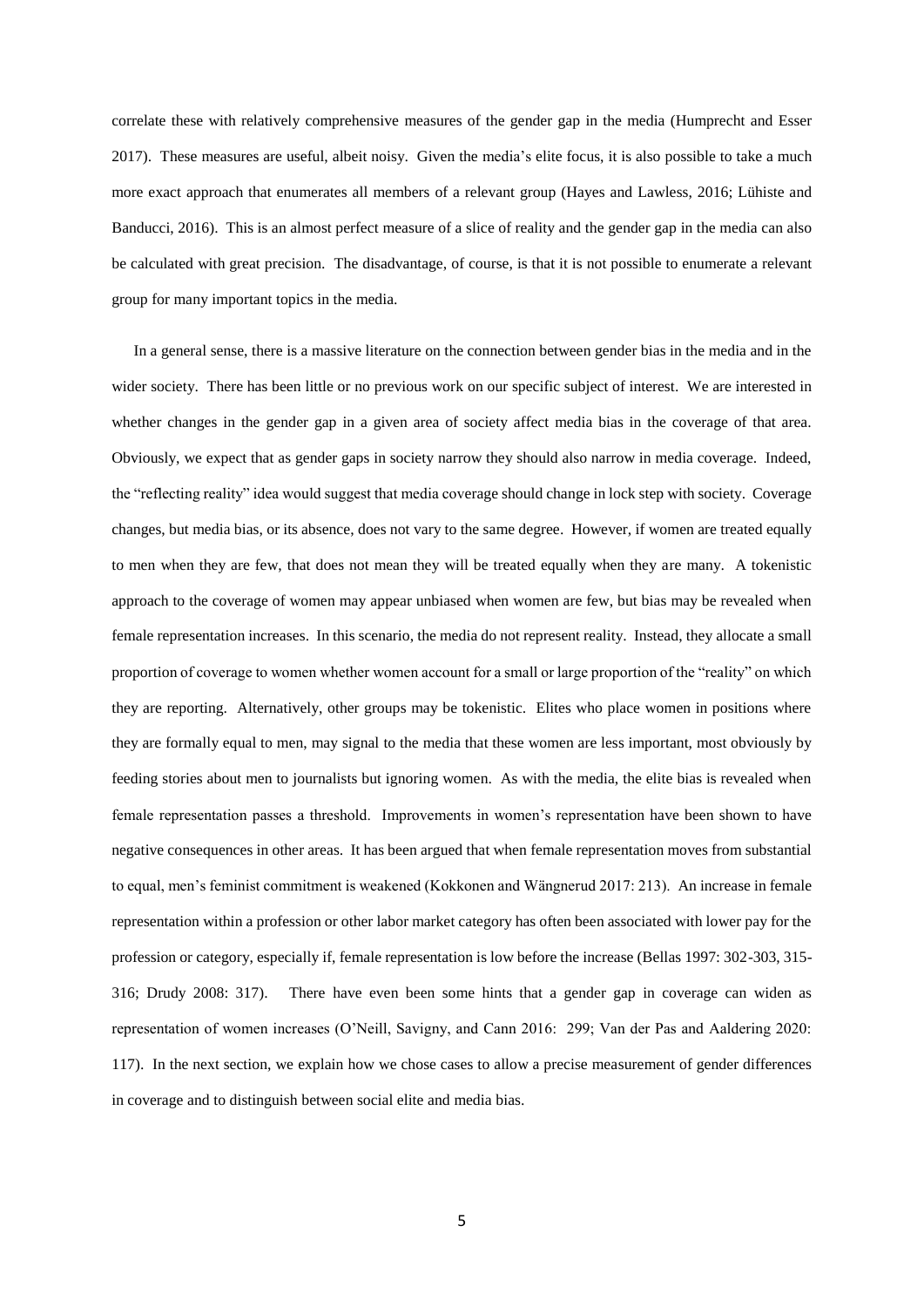correlate these with relatively comprehensive measures of the gender gap in the media (Humprecht and Esser 2017). These measures are useful, albeit noisy. Given the media's elite focus, it is also possible to take a much more exact approach that enumerates all members of a relevant group (Hayes and Lawless, 2016; Lühiste and Banducci, 2016). This is an almost perfect measure of a slice of reality and the gender gap in the media can also be calculated with great precision. The disadvantage, of course, is that it is not possible to enumerate a relevant group for many important topics in the media.

In a general sense, there is a massive literature on the connection between gender bias in the media and in the wider society. There has been little or no previous work on our specific subject of interest. We are interested in whether changes in the gender gap in a given area of society affect media bias in the coverage of that area. Obviously, we expect that as gender gaps in society narrow they should also narrow in media coverage. Indeed, the "reflecting reality" idea would suggest that media coverage should change in lock step with society. Coverage changes, but media bias, or its absence, does not vary to the same degree. However, if women are treated equally to men when they are few, that does not mean they will be treated equally when they are many. A tokenistic approach to the coverage of women may appear unbiased when women are few, but bias may be revealed when female representation increases. In this scenario, the media do not represent reality. Instead, they allocate a small proportion of coverage to women whether women account for a small or large proportion of the "reality" on which they are reporting. Alternatively, other groups may be tokenistic. Elites who place women in positions where they are formally equal to men, may signal to the media that these women are less important, most obviously by feeding stories about men to journalists but ignoring women. As with the media, the elite bias is revealed when female representation passes a threshold. Improvements in women's representation have been shown to have negative consequences in other areas. It has been argued that when female representation moves from substantial to equal, men's feminist commitment is weakened (Kokkonen and Wängnerud 2017: 213). An increase in female representation within a profession or other labor market category has often been associated with lower pay for the profession or category, especially if, female representation is low before the increase (Bellas 1997: 302-303, 315-316; Drudy 2008: 317). There have even been some hints that a gender gap in coverage can widen as representation of women increases (O'Neill, Savigny, and Cann 2016: 299; Van der Pas and Aaldering 2020: 117). In the next section, we explain how we chose cases to allow a precise measurement of gender differences in coverage and to distinguish between social elite and media bias.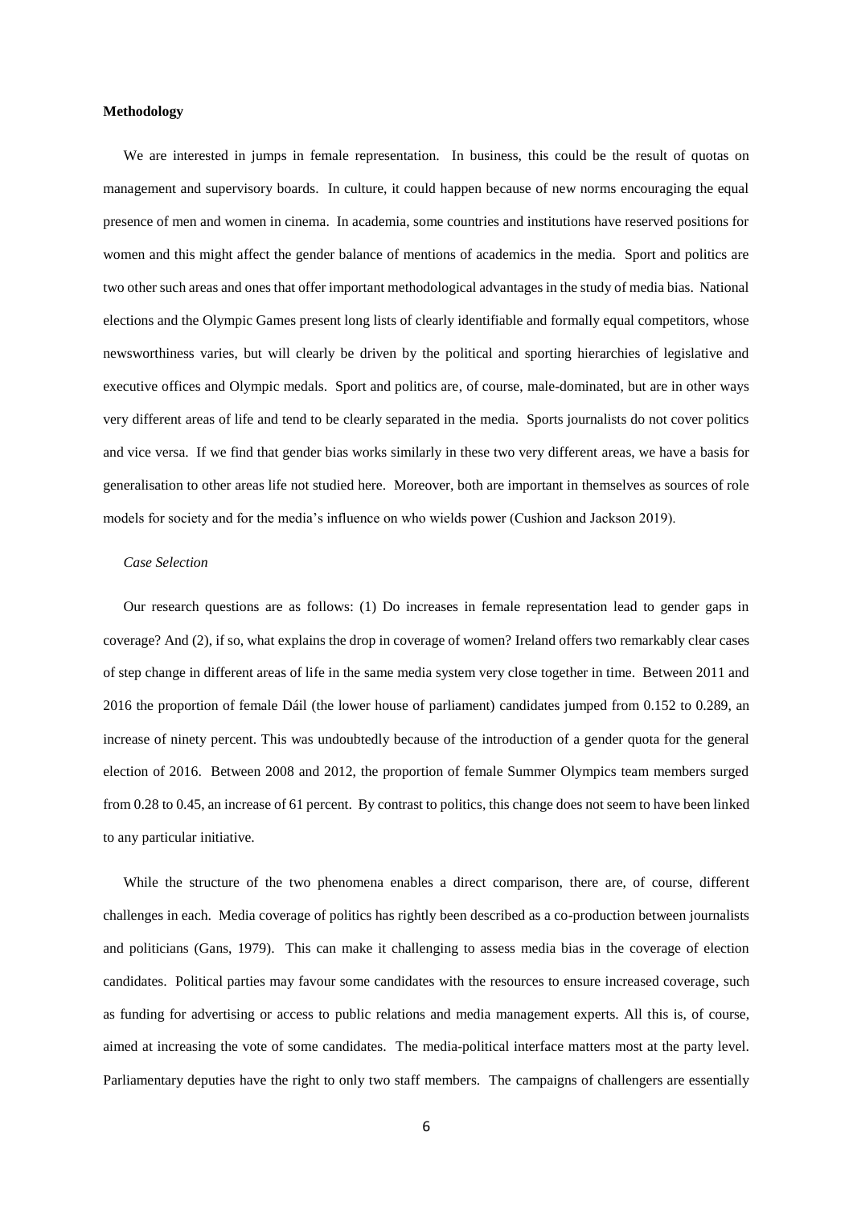**Methodology**

We are interested in jumps in female representation. In business, this could be the result of quotas on management and supervisory boards. In culture, it could happen because of new norms encouraging the equal presence of men and women in cinema. In academia, some countries and institutions have reserved positions for women and this might affect the gender balance of mentions of academics in the media. Sport and politics are two other such areas and ones that offer important methodological advantages in the study of media bias. National elections and the Olympic Games present long lists of clearly identifiable and formally equal competitors, whose newsworthiness varies, but will clearly be driven by the political and sporting hierarchies of legislative and executive offices and Olympic medals. Sport and politics are, of course, male-dominated, but are in other ways very different areas of life and tend to be clearly separated in the media. Sports journalists do not cover politics and vice versa. If we find that gender bias works similarly in these two very different areas, we have a basis for generalisation to other areas life not studied here. Moreover, both are important in themselves as sources of role models for society and for the media's influence on who wields power (Cushion and Jackson 2019).

*Case Selection*

Our research questions are as follows: (1) Do increases in female representation lead to gender gaps in coverage? And (2), if so, what explains the drop in coverage of women? Ireland offers two remarkably clear cases of step change in different areas of life in the same media system very close together in time. Between 2011 and 2016 the proportion of female Dáil (the lower house of parliament) candidates jumped from 0.152 to 0.289, an increase of ninety percent. This was undoubtedly because of the introduction of a gender quota for the general election of 2016. Between 2008 and 2012, the proportion of female Summer Olympics team members surged from 0.28 to 0.45, an increase of 61 percent. By contrast to politics, this change does not seem to have been linked to any particular initiative.

While the structure of the two phenomena enables a direct comparison, there are, of course, different challenges in each. Media coverage of politics has rightly been described as a co-production between journalists and politicians (Gans, 1979). This can make it challenging to assess media bias in the coverage of election candidates. Political parties may favour some candidates with the resources to ensure increased coverage, such as funding for advertising or access to public relations and media management experts. All this is, of course, aimed at increasing the vote of some candidates. The media-political interface matters most at the party level. Parliamentary deputies have the right to only two staff members. The campaigns of challengers are essentially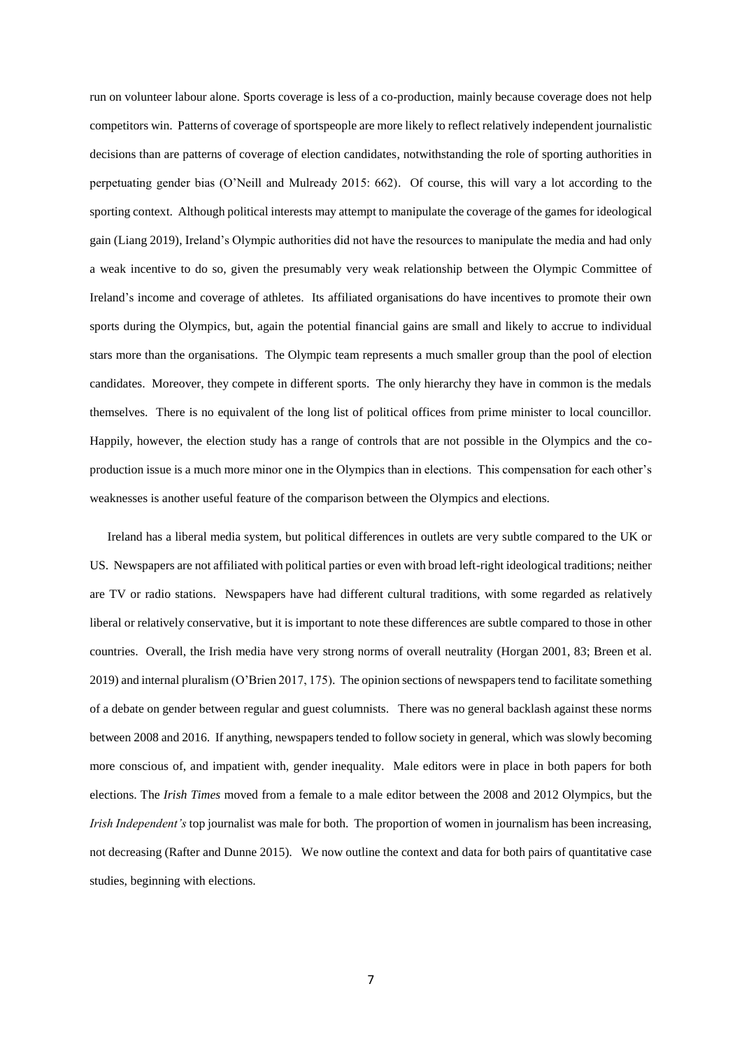run on volunteer labour alone. Sports coverage is less of a co-production, mainly because coverage does not help competitors win. Patterns of coverage of sportspeople are more likely to reflect relatively independent journalistic decisions than are patterns of coverage of election candidates, notwithstanding the role of sporting authorities in perpetuating gender bias (O'Neill and Mulready 2015: 662). Of course, this will vary a lot according to the sporting context. Although political interests may attempt to manipulate the coverage of the games for ideological gain (Liang 2019), Ireland's Olympic authorities did not have the resources to manipulate the media and had only a weak incentive to do so, given the presumably very weak relationship between the Olympic Committee of Ireland's income and coverage of athletes. Its affiliated organisations do have incentives to promote their own sports during the Olympics, but, again the potential financial gains are small and likely to accrue to individual stars more than the organisations. The Olympic team represents a much smaller group than the pool of election candidates. Moreover, they compete in different sports. The only hierarchy they have in common is the medals themselves. There is no equivalent of the long list of political offices from prime minister to local councillor. Happily, however, the election study has a range of controls that are not possible in the Olympics and the co-production issue is a much more minor one in the Olympics than in elections. This compensation for each other's weaknesses is another useful feature of the comparison between the Olympics and elections.

Ireland has a liberal media system, but political differences in outlets are very subtle compared to the UK or US. Newspapers are not affiliated with political parties or even with broad left-right ideological traditions; neither are TV or radio stations. Newspapers have had different cultural traditions, with some regarded as relatively liberal or relatively conservative, but it is important to note these differences are subtle compared to those in other countries. Overall, the Irish media have very strong norms of overall neutrality (Horgan 2001, 83; Breen et al. 2019) and internal pluralism (O'Brien 2017, 175). The opinion sections of newspapers tend to facilitate something of a debate on gender between regular and guest columnists. There was no general backlash against these norms between 2008 and 2016. If anything, newspapers tended to follow society in general, which was slowly becoming more conscious of, and impatient with, gender inequality. Male editors were in place in both papers for both elections. The *Irish Times* moved from a female to a male editor between the 2008 and 2012 Olympics, but the *Irish Independent's* top journalist was male for both. The proportion of women in journalism has been increasing, not decreasing (Rafter and Dunne 2015). We now outline the context and data for both pairs of quantitative case studies, beginning with elections.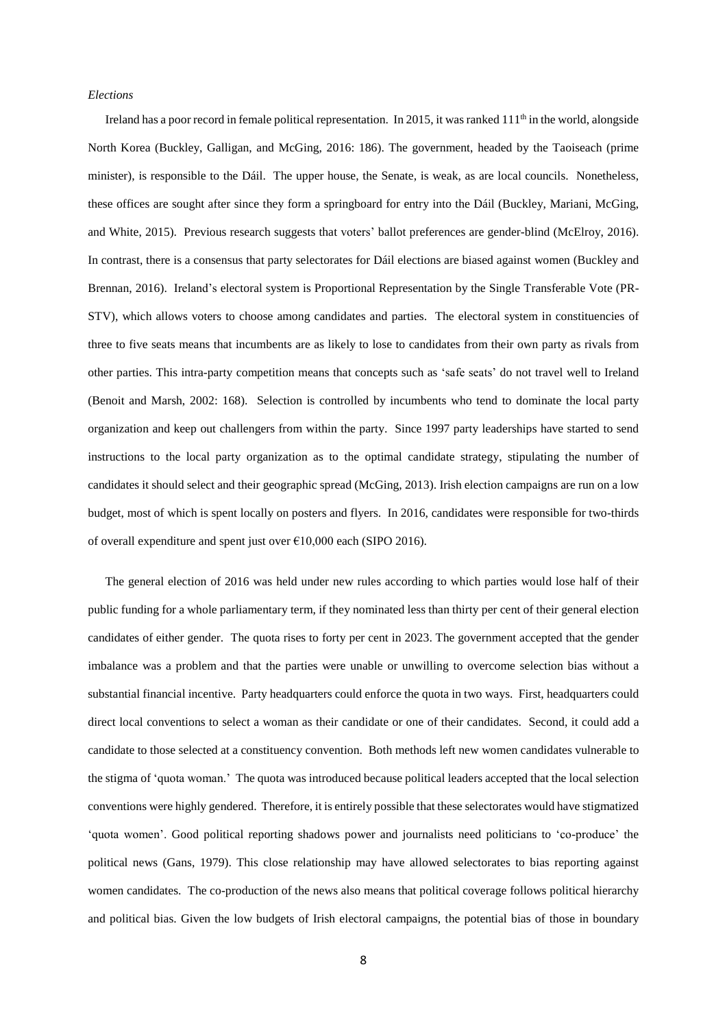*Elections*

Ireland has a poor record in female political representation. In 2015, it was ranked 111th in the world, alongside North Korea (Buckley, Galligan, and McGing, 2016: 186). The government, headed by the Taoiseach (prime minister), is responsible to the Dáil. The upper house, the Senate, is weak, as are local councils. Nonetheless, these offices are sought after since they form a springboard for entry into the Dáil (Buckley, Mariani, McGing, and White, 2015). Previous research suggests that voters' ballot preferences are gender-blind (McElroy, 2016). In contrast, there is a consensus that party selectorates for Dáil elections are biased against women (Buckley and Brennan, 2016). Ireland's electoral system is Proportional Representation by the Single Transferable Vote (PR-STV), which allows voters to choose among candidates and parties. The electoral system in constituencies of three to five seats means that incumbents are as likely to lose to candidates from their own party as rivals from other parties. This intra-party competition means that concepts such as 'safe seats' do not travel well to Ireland (Benoit and Marsh, 2002: 168). Selection is controlled by incumbents who tend to dominate the local party organization and keep out challengers from within the party. Since 1997 party leaderships have started to send instructions to the local party organization as to the optimal candidate strategy, stipulating the number of candidates it should select and their geographic spread (McGing, 2013). Irish election campaigns are run on a low budget, most of which is spent locally on posters and flyers. In 2016, candidates were responsible for two-thirds of overall expenditure and spent just over €10,000 each (SIPO 2016).

The general election of 2016 was held under new rules according to which parties would lose half of their public funding for a whole parliamentary term, if they nominated less than thirty per cent of their general election candidates of either gender. The quota rises to forty per cent in 2023. The government accepted that the gender imbalance was a problem and that the parties were unable or unwilling to overcome selection bias without a substantial financial incentive. Party headquarters could enforce the quota in two ways. First, headquarters could direct local conventions to select a woman as their candidate or one of their candidates. Second, it could add a candidate to those selected at a constituency convention. Both methods left new women candidates vulnerable to the stigma of 'quota woman.' The quota was introduced because political leaders accepted that the local selection conventions were highly gendered. Therefore, it is entirely possible that these selectorates would have stigmatized 'quota women'. Good political reporting shadows power and journalists need politicians to 'co-produce' the political news (Gans, 1979). This close relationship may have allowed selectorates to bias reporting against women candidates. The co-production of the news also means that political coverage follows political hierarchy and political bias. Given the low budgets of Irish electoral campaigns, the potential bias of those in boundary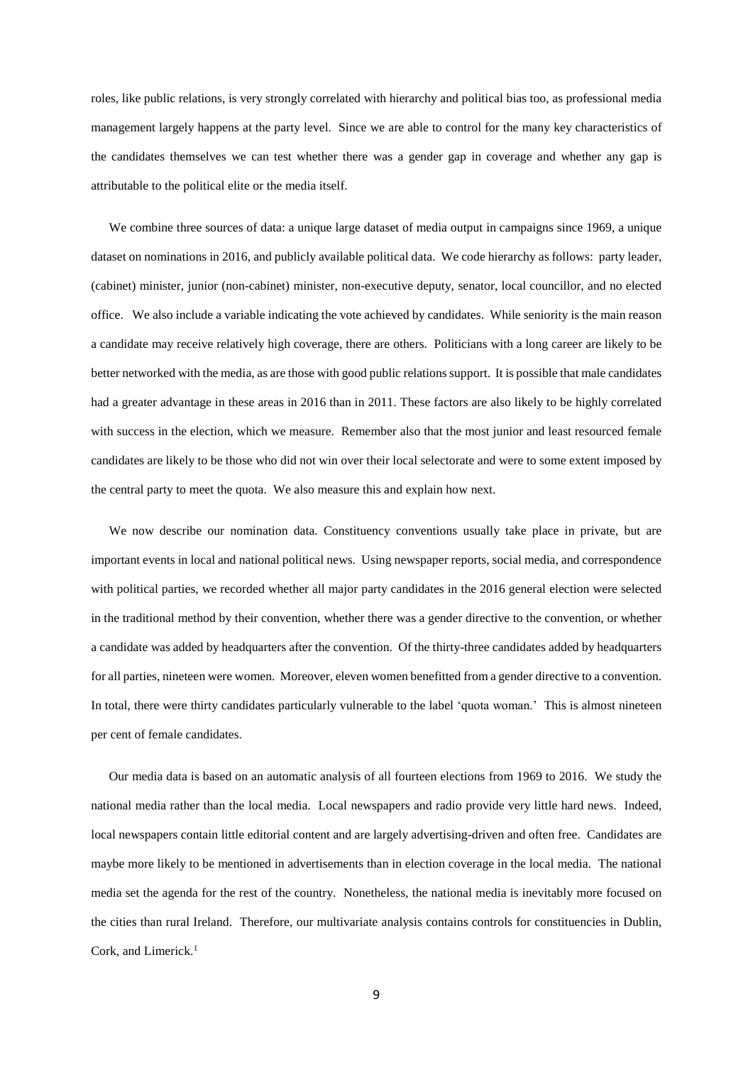roles, like public relations, is very strongly correlated with hierarchy and political bias too, as professional media management largely happens at the party level. Since we are able to control for the many key characteristics of the candidates themselves we can test whether there was a gender gap in coverage and whether any gap is attributable to the political elite or the media itself.

We combine three sources of data: a unique large dataset of media output in campaigns since 1969, a unique dataset on nominations in 2016, and publicly available political data. We code hierarchy as follows: party leader, (cabinet) minister, junior (non-cabinet) minister, non-executive deputy, senator, local councillor, and no elected office. We also include a variable indicating the vote achieved by candidates. While seniority is the main reason a candidate may receive relatively high coverage, there are others. Politicians with a long career are likely to be better networked with the media, as are those with good public relations support. It is possible that male candidates had a greater advantage in these areas in 2016 than in 2011. These factors are also likely to be highly correlated with success in the election, which we measure. Remember also that the most junior and least resourced female candidates are likely to be those who did not win over their local selectorate and were to some extent imposed by the central party to meet the quota. We also measure this and explain how next.

We now describe our nomination data. Constituency conventions usually take place in private, but are important events in local and national political news. Using newspaper reports, social media, and correspondence with political parties, we recorded whether all major party candidates in the 2016 general election were selected in the traditional method by their convention, whether there was a gender directive to the convention, or whether a candidate was added by headquarters after the convention. Of the thirty-three candidates added by headquarters for all parties, nineteen were women. Moreover, eleven women benefitted from a gender directive to a convention. In total, there were thirty candidates particularly vulnerable to the label 'quota woman.' This is almost nineteen per cent of female candidates.

Our media data is based on an automatic analysis of all fourteen elections from 1969 to 2016. We study the national media rather than the local media. Local newspapers and radio provide very little hard news. Indeed, local newspapers contain little editorial content and are largely advertising-driven and often free. Candidates are maybe more likely to be mentioned in advertisements than in election coverage in the local media. The national media set the agenda for the rest of the country. Nonetheless, the national media is inevitably more focused on the cities than rural Ireland. Therefore, our multivariate analysis contains controls for constituencies in Dublin, Cork, and Limerick.[1]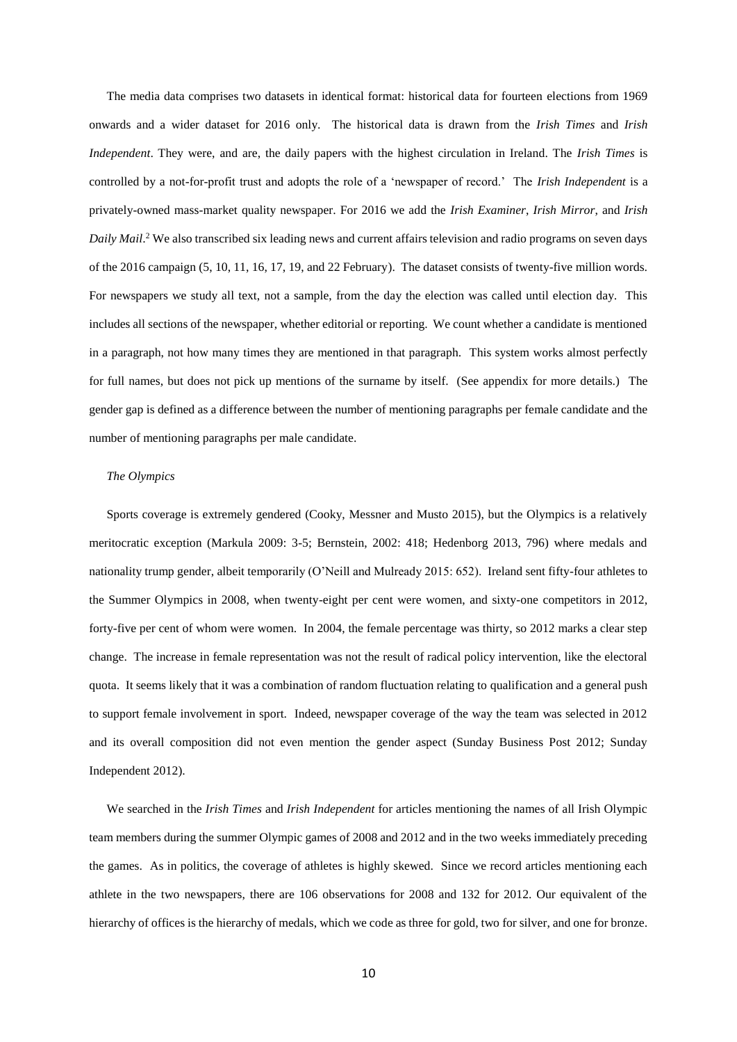The media data comprises two datasets in identical format: historical data for fourteen elections from 1969 onwards and a wider dataset for 2016 only. The historical data is drawn from the *Irish Times* and *Irish Independent*. They were, and are, the daily papers with the highest circulation in Ireland. The *Irish Times* is controlled by a not-for-profit trust and adopts the role of a 'newspaper of record.' The *Irish Independent* is a privately-owned mass-market quality newspaper. For 2016 we add the *Irish Examiner*, *Irish Mirror*, and *Irish Daily Mail*.[2] We also transcribed six leading news and current affairs television and radio programs on seven days of the 2016 campaign (5, 10, 11, 16, 17, 19, and 22 February). The dataset consists of twenty-five million words. For newspapers we study all text, not a sample, from the day the election was called until election day. This includes all sections of the newspaper, whether editorial or reporting. We count whether a candidate is mentioned in a paragraph, not how many times they are mentioned in that paragraph. This system works almost perfectly for full names, but does not pick up mentions of the surname by itself. (See appendix for more details.) The gender gap is defined as a difference between the number of mentioning paragraphs per female candidate and the number of mentioning paragraphs per male candidate.

*The Olympics*

Sports coverage is extremely gendered (Cooky, Messner and Musto 2015), but the Olympics is a relatively meritocratic exception (Markula 2009: 3-5; Bernstein, 2002: 418; Hedenborg 2013, 796) where medals and nationality trump gender, albeit temporarily (O'Neill and Mulready 2015: 652). Ireland sent fifty-four athletes to the Summer Olympics in 2008, when twenty-eight per cent were women, and sixty-one competitors in 2012, forty-five per cent of whom were women. In 2004, the female percentage was thirty, so 2012 marks a clear step change. The increase in female representation was not the result of radical policy intervention, like the electoral quota. It seems likely that it was a combination of random fluctuation relating to qualification and a general push to support female involvement in sport. Indeed, newspaper coverage of the way the team was selected in 2012 and its overall composition did not even mention the gender aspect (Sunday Business Post 2012; Sunday Independent 2012).

We searched in the *Irish Times* and *Irish Independent* for articles mentioning the names of all Irish Olympic team members during the summer Olympic games of 2008 and 2012 and in the two weeks immediately preceding the games. As in politics, the coverage of athletes is highly skewed. Since we record articles mentioning each athlete in the two newspapers, there are 106 observations for 2008 and 132 for 2012. Our equivalent of the hierarchy of offices is the hierarchy of medals, which we code as three for gold, two for silver, and one for bronze.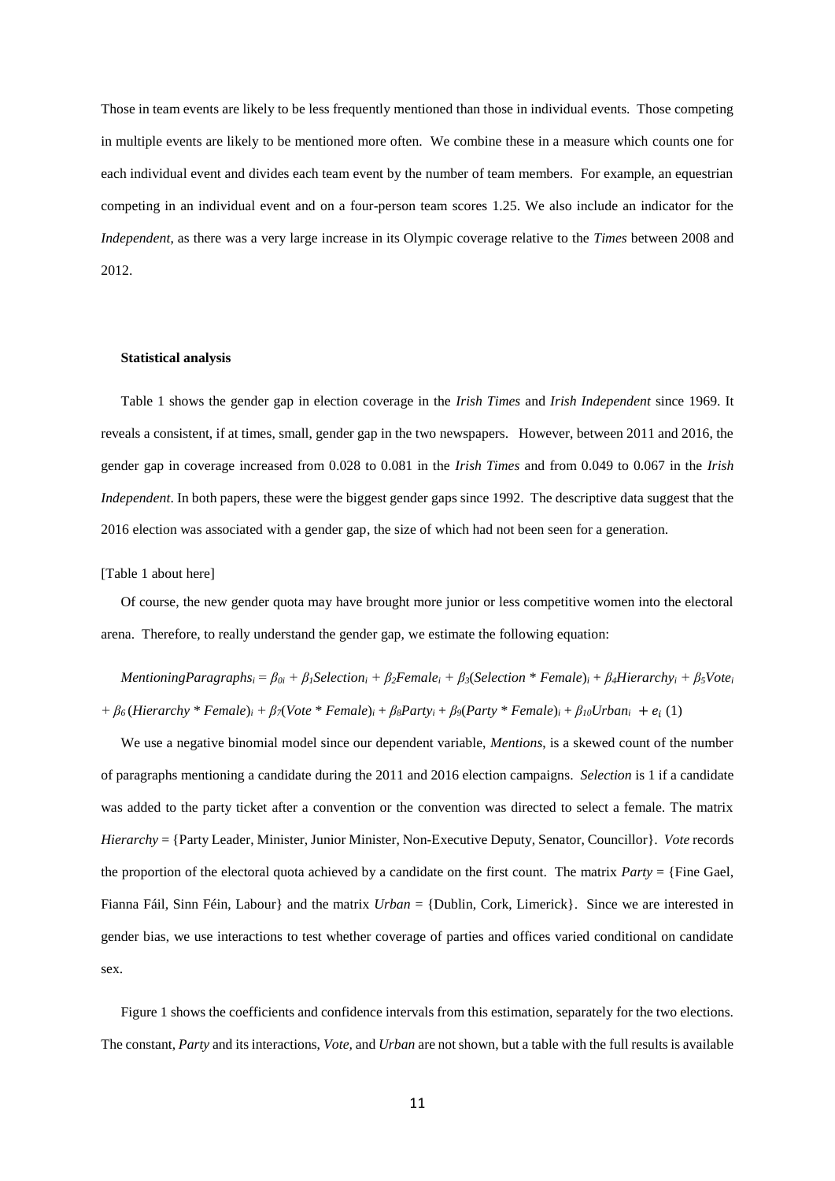Those in team events are likely to be less frequently mentioned than those in individual events. Those competing in multiple events are likely to be mentioned more often. We combine these in a measure which counts one for each individual event and divides each team event by the number of team members. For example, an equestrian competing in an individual event and on a four-person team scores 1.25. We also include an indicator for the *Independent*, as there was a very large increase in its Olympic coverage relative to the *Times* between 2008 and 2012.

**Statistical analysis**

Table 1 shows the gender gap in election coverage in the *Irish Times* and *Irish Independent* since 1969. It reveals a consistent, if at times, small, gender gap in the two newspapers. However, between 2011 and 2016, the gender gap in coverage increased from 0.028 to 0.081 in the *Irish Times* and from 0.049 to 0.067 in the *Irish Independent*. In both papers, these were the biggest gender gaps since 1992. The descriptive data suggest that the 2016 election was associated with a gender gap, the size of which had not been seen for a generation.

[Table 1 about here]

Of course, the new gender quota may have brought more junior or less competitive women into the electoral arena. Therefore, to really understand the gender gap, we estimate the following equation:

$$MentioningParagraphs_i = \beta_{0i} + \beta_1 Selection_i + \beta_2 Female_i + \beta_3 (Selection * Female)_i + \beta_4 Hierarchy_i + \beta_5 Vote_i + \beta_6 (Hierarchy * Female)_i + \beta_7 (Vote * Female)_i + \beta_8 Party_i + \beta_9 (Party * Female)_i + \beta_{10} Urban_i + e_i \quad (1)$$

We use a negative binomial model since our dependent variable, *Mentions*, is a skewed count of the number of paragraphs mentioning a candidate during the 2011 and 2016 election campaigns. *Selection* is 1 if a candidate was added to the party ticket after a convention or the convention was directed to select a female. The matrix *Hierarchy* = {Party Leader, Minister, Junior Minister, Non-Executive Deputy, Senator, Councillor}. *Vote* records the proportion of the electoral quota achieved by a candidate on the first count. The matrix *Party* = {Fine Gael, Fianna Fáil, Sinn Féin, Labour} and the matrix *Urban* = {Dublin, Cork, Limerick}. Since we are interested in gender bias, we use interactions to test whether coverage of parties and offices varied conditional on candidate sex.

Figure 1 shows the coefficients and confidence intervals from this estimation, separately for the two elections. The constant, *Party* and its interactions, *Vote*, and *Urban* are not shown, but a table with the full results is available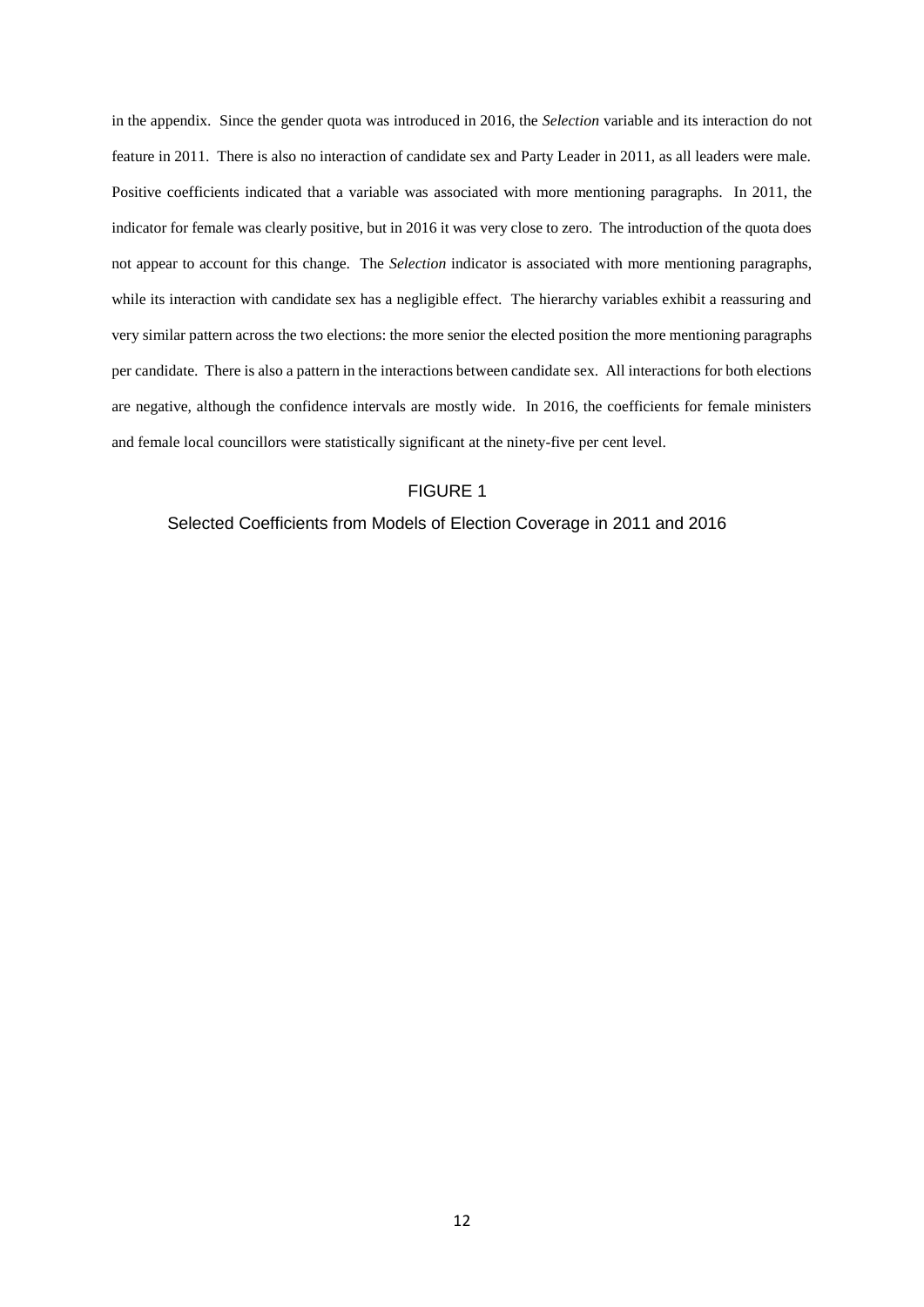in the appendix. Since the gender quota was introduced in 2016, the *Selection* variable and its interaction do not feature in 2011. There is also no interaction of candidate sex and Party Leader in 2011, as all leaders were male. Positive coefficients indicated that a variable was associated with more mentioning paragraphs. In 2011, the indicator for female was clearly positive, but in 2016 it was very close to zero. The introduction of the quota does not appear to account for this change. The *Selection* indicator is associated with more mentioning paragraphs, while its interaction with candidate sex has a negligible effect. The hierarchy variables exhibit a reassuring and very similar pattern across the two elections: the more senior the elected position the more mentioning paragraphs per candidate. There is also a pattern in the interactions between candidate sex. All interactions for both elections are negative, although the confidence intervals are mostly wide. In 2016, the coefficients for female ministers and female local councillors were statistically significant at the ninety-five per cent level.

FIGURE 1

Selected Coefficients from Models of Election Coverage in 2011 and 2016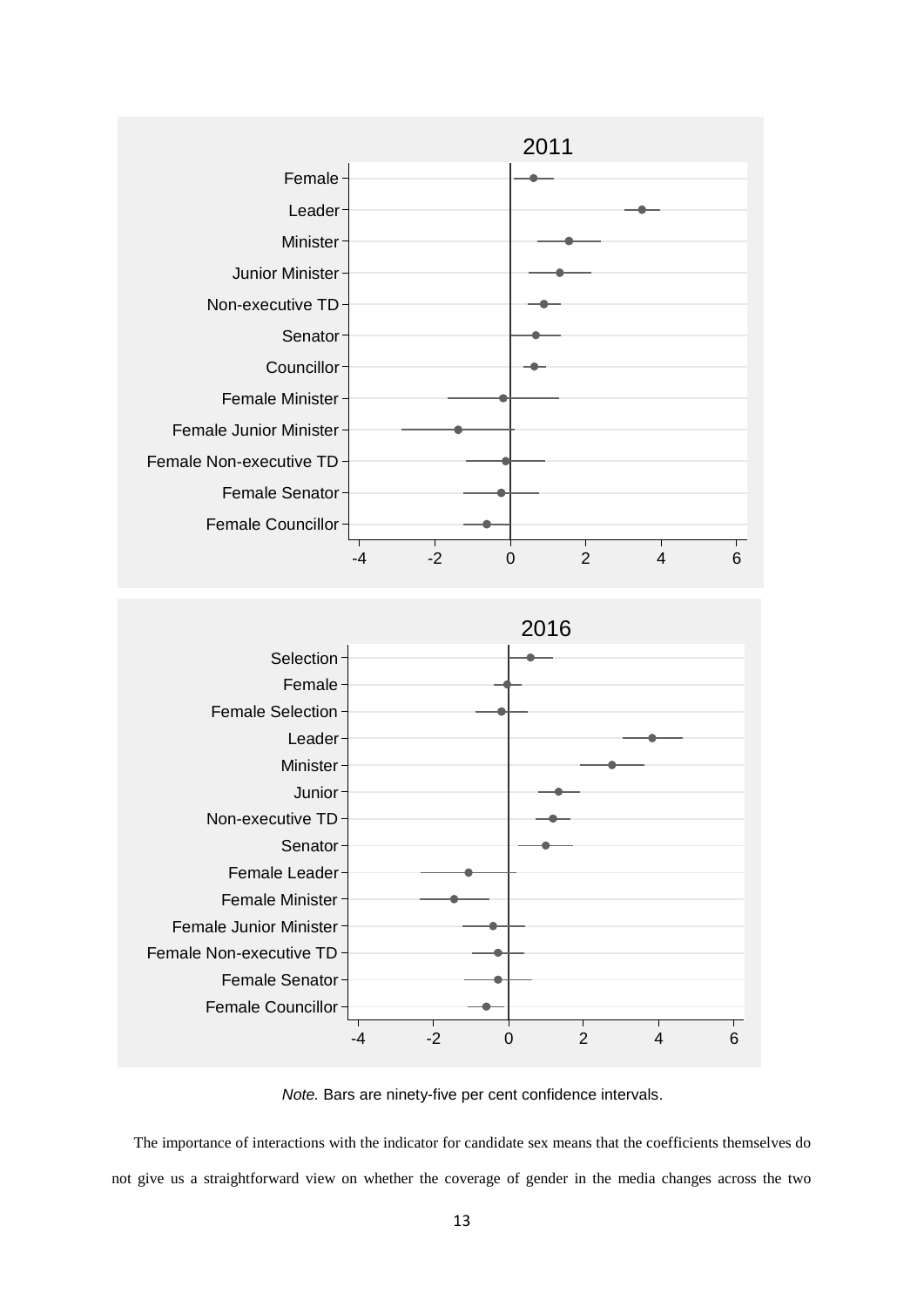*Note.* Bars are ninety-five per cent confidence intervals.

The importance of interactions with the indicator for candidate sex means that the coefficients themselves do not give us a straightforward view on whether the coverage of gender in the media changes across the two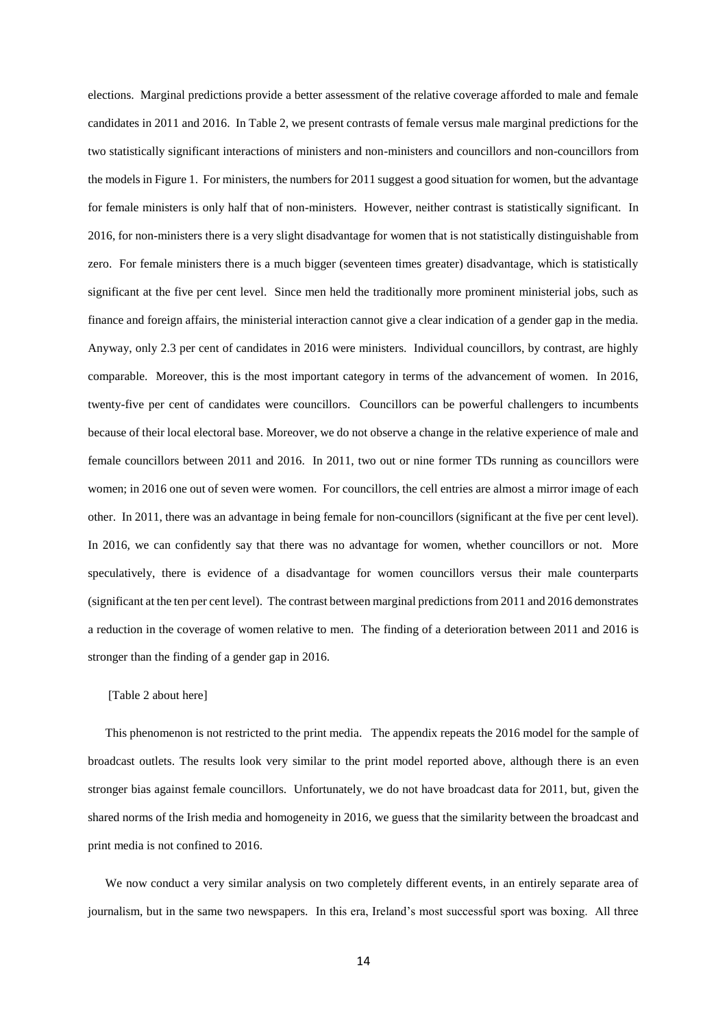elections. Marginal predictions provide a better assessment of the relative coverage afforded to male and female candidates in 2011 and 2016. In Table 2, we present contrasts of female versus male marginal predictions for the two statistically significant interactions of ministers and non-ministers and councillors and non-councillors from the models in Figure 1. For ministers, the numbers for 2011 suggest a good situation for women, but the advantage for female ministers is only half that of non-ministers. However, neither contrast is statistically significant. In 2016, for non-ministers there is a very slight disadvantage for women that is not statistically distinguishable from zero. For female ministers there is a much bigger (seventeen times greater) disadvantage, which is statistically significant at the five per cent level. Since men held the traditionally more prominent ministerial jobs, such as finance and foreign affairs, the ministerial interaction cannot give a clear indication of a gender gap in the media. Anyway, only 2.3 per cent of candidates in 2016 were ministers. Individual councillors, by contrast, are highly comparable. Moreover, this is the most important category in terms of the advancement of women. In 2016, twenty-five per cent of candidates were councillors. Councillors can be powerful challengers to incumbents because of their local electoral base. Moreover, we do not observe a change in the relative experience of male and female councillors between 2011 and 2016. In 2011, two out or nine former TDs running as councillors were women; in 2016 one out of seven were women. For councillors, the cell entries are almost a mirror image of each other. In 2011, there was an advantage in being female for non-councillors (significant at the five per cent level). In 2016, we can confidently say that there was no advantage for women, whether councillors or not. More speculatively, there is evidence of a disadvantage for women councillors versus their male counterparts (significant at the ten per cent level). The contrast between marginal predictions from 2011 and 2016 demonstrates a reduction in the coverage of women relative to men. The finding of a deterioration between 2011 and 2016 is stronger than the finding of a gender gap in 2016.

[Table 2 about here]

This phenomenon is not restricted to the print media. The appendix repeats the 2016 model for the sample of broadcast outlets. The results look very similar to the print model reported above, although there is an even stronger bias against female councillors. Unfortunately, we do not have broadcast data for 2011, but, given the shared norms of the Irish media and homogeneity in 2016, we guess that the similarity between the broadcast and print media is not confined to 2016.

We now conduct a very similar analysis on two completely different events, in an entirely separate area of journalism, but in the same two newspapers. In this era, Ireland's most successful sport was boxing. All three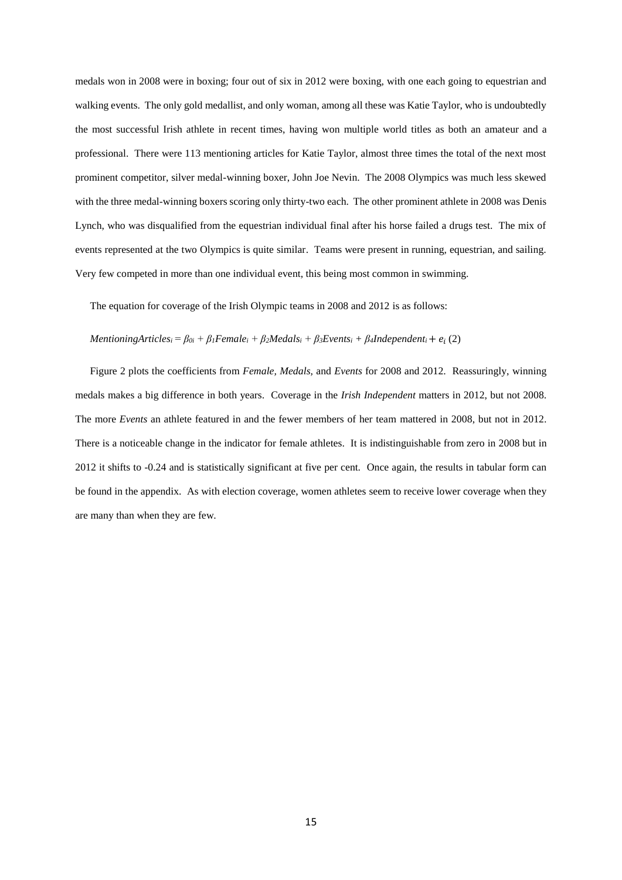medals won in 2008 were in boxing; four out of six in 2012 were boxing, with one each going to equestrian and walking events. The only gold medallist, and only woman, among all these was Katie Taylor, who is undoubtedly the most successful Irish athlete in recent times, having won multiple world titles as both an amateur and a professional. There were 113 mentioning articles for Katie Taylor, almost three times the total of the next most prominent competitor, silver medal-winning boxer, John Joe Nevin. The 2008 Olympics was much less skewed with the three medal-winning boxers scoring only thirty-two each. The other prominent athlete in 2008 was Denis Lynch, who was disqualified from the equestrian individual final after his horse failed a drugs test. The mix of events represented at the two Olympics is quite similar. Teams were present in running, equestrian, and sailing. Very few competed in more than one individual event, this being most common in swimming.

The equation for coverage of the Irish Olympic teams in 2008 and 2012 is as follows:

$$MentioningArticles_i = \beta_{0i} + \beta_1 Female_i + \beta_2 Medals_i + \beta_3 Events_i + \beta_4 Independent_i + e_i \quad (2)$$

Figure 2 plots the coefficients from *Female, Medals,* and *Events* for 2008 and 2012. Reassuringly, winning medals makes a big difference in both years. Coverage in the *Irish Independent* matters in 2012, but not 2008. The more *Events* an athlete featured in and the fewer members of her team mattered in 2008, but not in 2012. There is a noticeable change in the indicator for female athletes. It is indistinguishable from zero in 2008 but in 2012 it shifts to -0.24 and is statistically significant at five per cent. Once again, the results in tabular form can be found in the appendix. As with election coverage, women athletes seem to receive lower coverage when they are many than when they are few.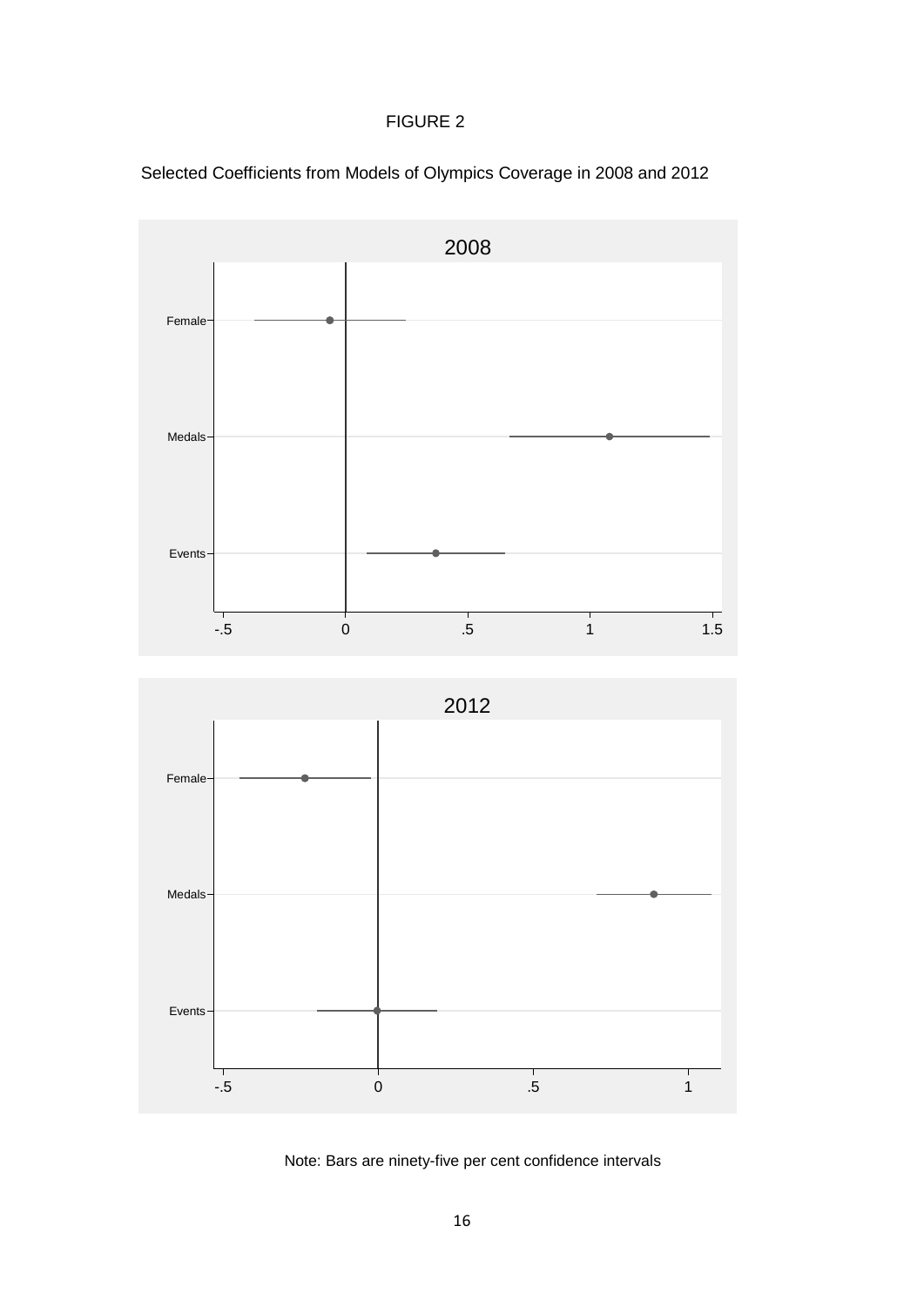FIGURE 2

Selected Coefficients from Models of Olympics Coverage in 2008 and 2012

Note: Bars are ninety-five per cent confidence intervals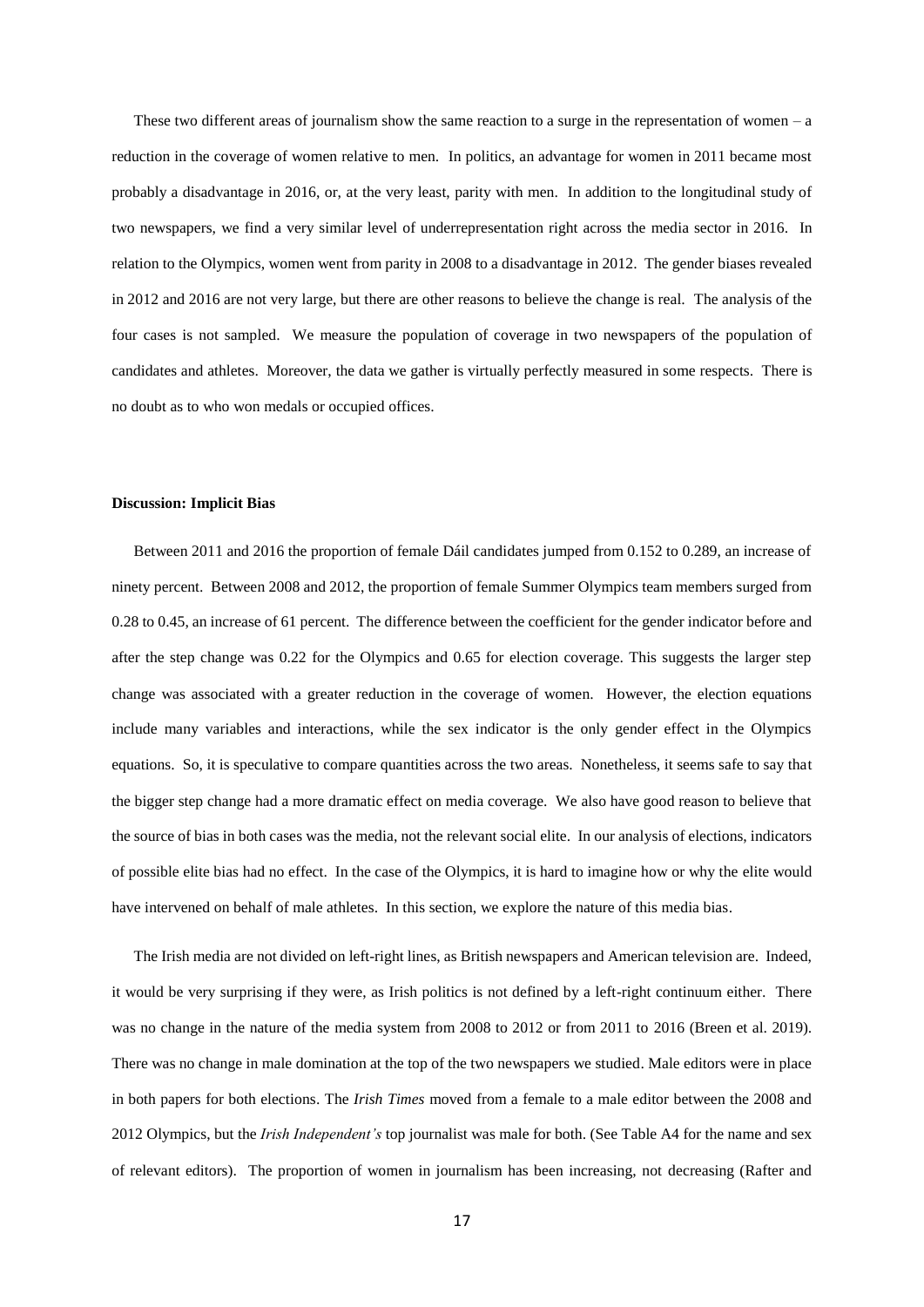These two different areas of journalism show the same reaction to a surge in the representation of women – a reduction in the coverage of women relative to men. In politics, an advantage for women in 2011 became most probably a disadvantage in 2016, or, at the very least, parity with men. In addition to the longitudinal study of two newspapers, we find a very similar level of underrepresentation right across the media sector in 2016. In relation to the Olympics, women went from parity in 2008 to a disadvantage in 2012. The gender biases revealed in 2012 and 2016 are not very large, but there are other reasons to believe the change is real. The analysis of the four cases is not sampled. We measure the population of coverage in two newspapers of the population of candidates and athletes. Moreover, the data we gather is virtually perfectly measured in some respects. There is no doubt as to who won medals or occupied offices.

**Discussion: Implicit Bias**

Between 2011 and 2016 the proportion of female Dáil candidates jumped from 0.152 to 0.289, an increase of ninety percent. Between 2008 and 2012, the proportion of female Summer Olympics team members surged from 0.28 to 0.45, an increase of 61 percent. The difference between the coefficient for the gender indicator before and after the step change was 0.22 for the Olympics and 0.65 for election coverage. This suggests the larger step change was associated with a greater reduction in the coverage of women. However, the election equations include many variables and interactions, while the sex indicator is the only gender effect in the Olympics equations. So, it is speculative to compare quantities across the two areas. Nonetheless, it seems safe to say that the bigger step change had a more dramatic effect on media coverage. We also have good reason to believe that the source of bias in both cases was the media, not the relevant social elite. In our analysis of elections, indicators of possible elite bias had no effect. In the case of the Olympics, it is hard to imagine how or why the elite would have intervened on behalf of male athletes. In this section, we explore the nature of this media bias.

The Irish media are not divided on left-right lines, as British newspapers and American television are. Indeed, it would be very surprising if they were, as Irish politics is not defined by a left-right continuum either. There was no change in the nature of the media system from 2008 to 2012 or from 2011 to 2016 (Breen et al. 2019). There was no change in male domination at the top of the two newspapers we studied. Male editors were in place in both papers for both elections. The *Irish Times* moved from a female to a male editor between the 2008 and 2012 Olympics, but the *Irish Independent's* top journalist was male for both. (See Table A4 for the name and sex of relevant editors). The proportion of women in journalism has been increasing, not decreasing (Rafter and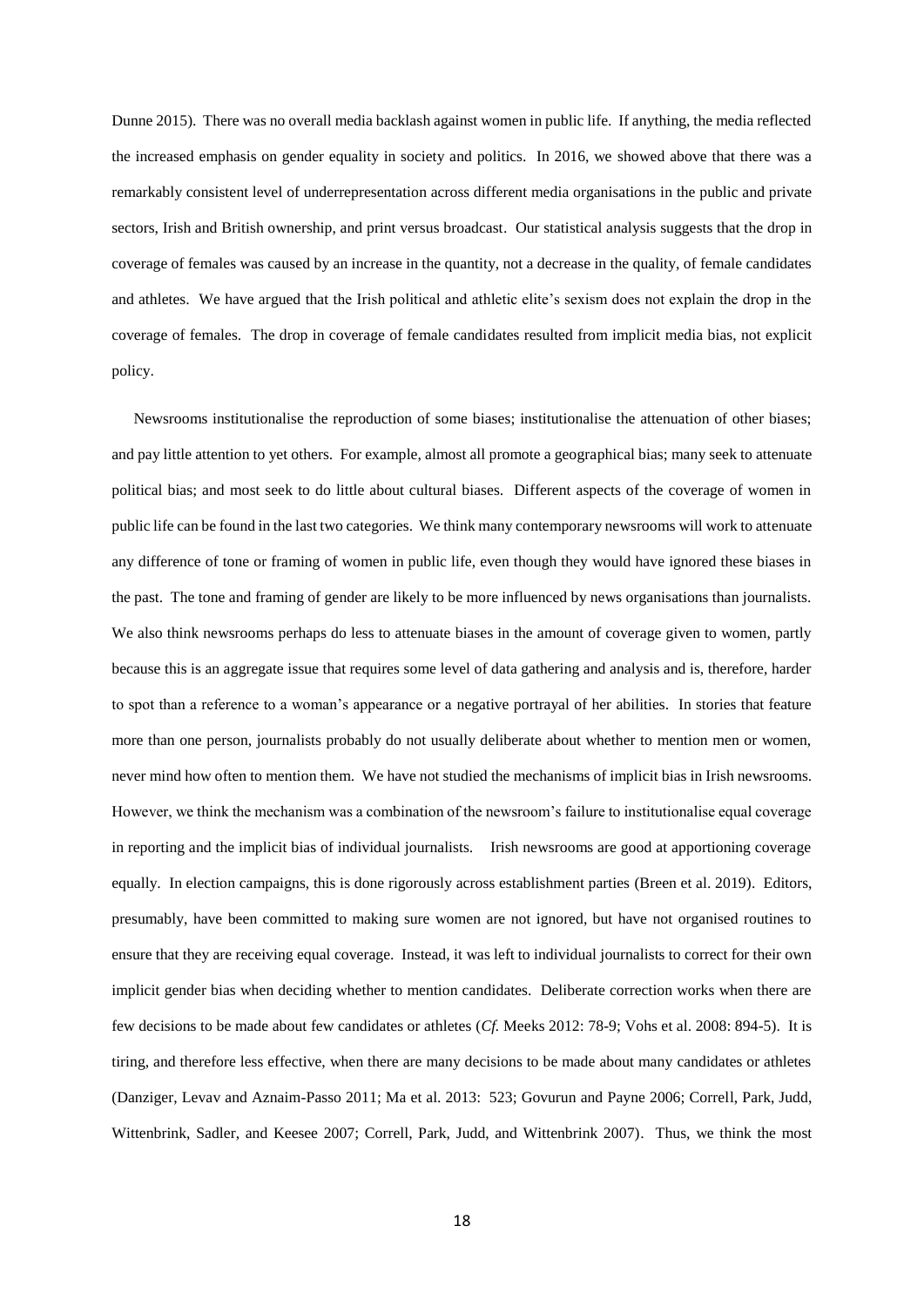Dunne 2015). There was no overall media backlash against women in public life. If anything, the media reflected the increased emphasis on gender equality in society and politics. In 2016, we showed above that there was a remarkably consistent level of underrepresentation across different media organisations in the public and private sectors, Irish and British ownership, and print versus broadcast. Our statistical analysis suggests that the drop in coverage of females was caused by an increase in the quantity, not a decrease in the quality, of female candidates and athletes. We have argued that the Irish political and athletic elite's sexism does not explain the drop in the coverage of females. The drop in coverage of female candidates resulted from implicit media bias, not explicit policy.

Newsrooms institutionalise the reproduction of some biases; institutionalise the attenuation of other biases; and pay little attention to yet others. For example, almost all promote a geographical bias; many seek to attenuate political bias; and most seek to do little about cultural biases. Different aspects of the coverage of women in public life can be found in the last two categories. We think many contemporary newsrooms will work to attenuate any difference of tone or framing of women in public life, even though they would have ignored these biases in the past. The tone and framing of gender are likely to be more influenced by news organisations than journalists. We also think newsrooms perhaps do less to attenuate biases in the amount of coverage given to women, partly because this is an aggregate issue that requires some level of data gathering and analysis and is, therefore, harder to spot than a reference to a woman's appearance or a negative portrayal of her abilities. In stories that feature more than one person, journalists probably do not usually deliberate about whether to mention men or women, never mind how often to mention them. We have not studied the mechanisms of implicit bias in Irish newsrooms. However, we think the mechanism was a combination of the newsroom's failure to institutionalise equal coverage in reporting and the implicit bias of individual journalists. Irish newsrooms are good at apportioning coverage equally. In election campaigns, this is done rigorously across establishment parties (Breen et al. 2019). Editors, presumably, have been committed to making sure women are not ignored, but have not organised routines to ensure that they are receiving equal coverage. Instead, it was left to individual journalists to correct for their own implicit gender bias when deciding whether to mention candidates. Deliberate correction works when there are few decisions to be made about few candidates or athletes (*Cf.* Meeks 2012: 78-9; Vohs et al. 2008: 894-5). It is tiring, and therefore less effective, when there are many decisions to be made about many candidates or athletes (Danziger, Levav and Aznaim-Passo 2011; Ma et al. 2013: 523; Govurun and Payne 2006; Correll, Park, Judd, Wittenbrink, Sadler, and Keesee 2007; Correll, Park, Judd, and Wittenbrink 2007). Thus, we think the most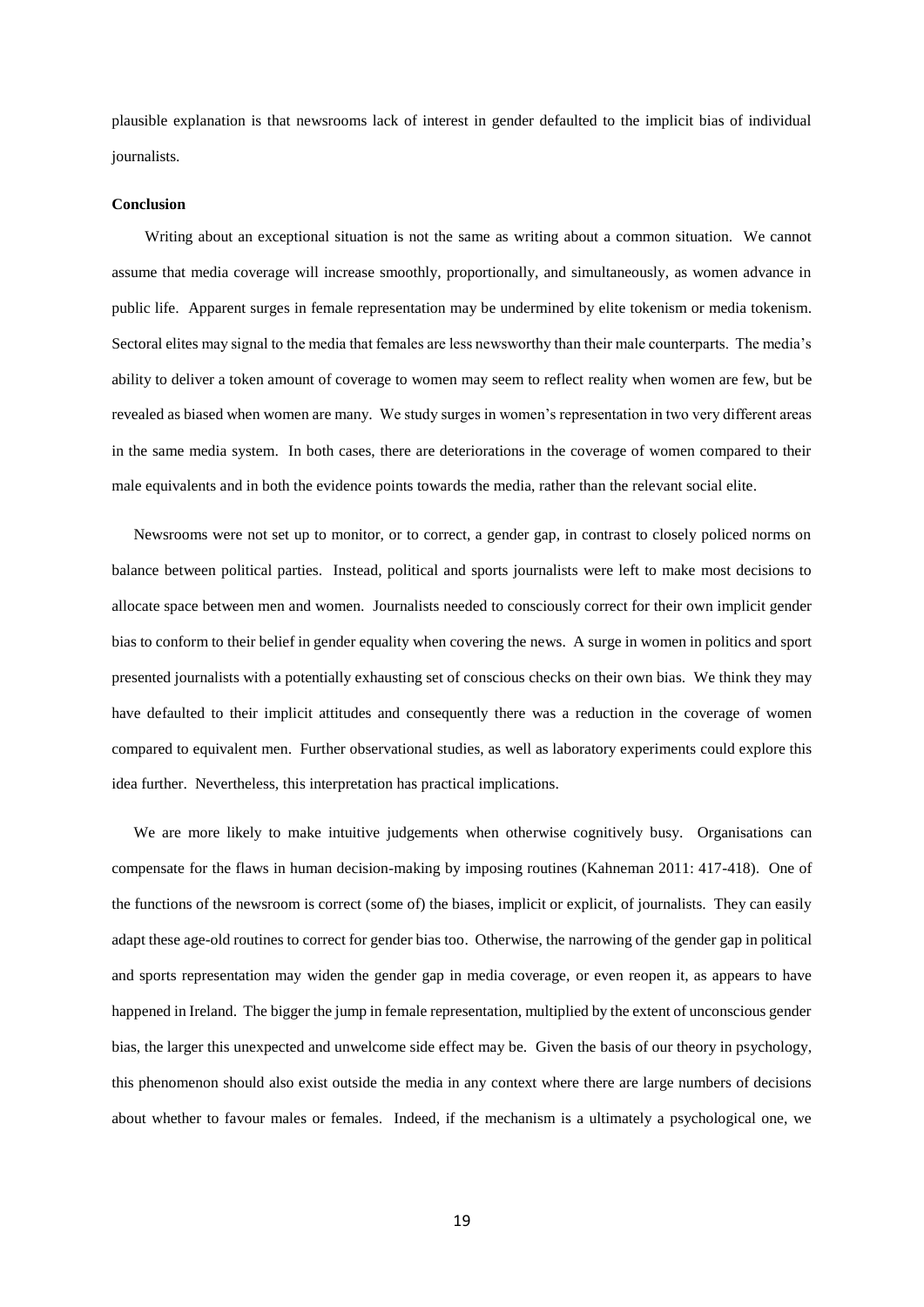plausible explanation is that newsrooms lack of interest in gender defaulted to the implicit bias of individual journalists.

**Conclusion**

Writing about an exceptional situation is not the same as writing about a common situation. We cannot assume that media coverage will increase smoothly, proportionally, and simultaneously, as women advance in public life. Apparent surges in female representation may be undermined by elite tokenism or media tokenism. Sectoral elites may signal to the media that females are less newsworthy than their male counterparts. The media's ability to deliver a token amount of coverage to women may seem to reflect reality when women are few, but be revealed as biased when women are many. We study surges in women's representation in two very different areas in the same media system. In both cases, there are deteriorations in the coverage of women compared to their male equivalents and in both the evidence points towards the media, rather than the relevant social elite.

Newsrooms were not set up to monitor, or to correct, a gender gap, in contrast to closely policed norms on balance between political parties. Instead, political and sports journalists were left to make most decisions to allocate space between men and women. Journalists needed to consciously correct for their own implicit gender bias to conform to their belief in gender equality when covering the news. A surge in women in politics and sport presented journalists with a potentially exhausting set of conscious checks on their own bias. We think they may have defaulted to their implicit attitudes and consequently there was a reduction in the coverage of women compared to equivalent men. Further observational studies, as well as laboratory experiments could explore this idea further. Nevertheless, this interpretation has practical implications.

We are more likely to make intuitive judgements when otherwise cognitively busy. Organisations can compensate for the flaws in human decision-making by imposing routines (Kahneman 2011: 417-418). One of the functions of the newsroom is correct (some of) the biases, implicit or explicit, of journalists. They can easily adapt these age-old routines to correct for gender bias too. Otherwise, the narrowing of the gender gap in political and sports representation may widen the gender gap in media coverage, or even reopen it, as appears to have happened in Ireland. The bigger the jump in female representation, multiplied by the extent of unconscious gender bias, the larger this unexpected and unwelcome side effect may be. Given the basis of our theory in psychology, this phenomenon should also exist outside the media in any context where there are large numbers of decisions about whether to favour males or females. Indeed, if the mechanism is a ultimately a psychological one, we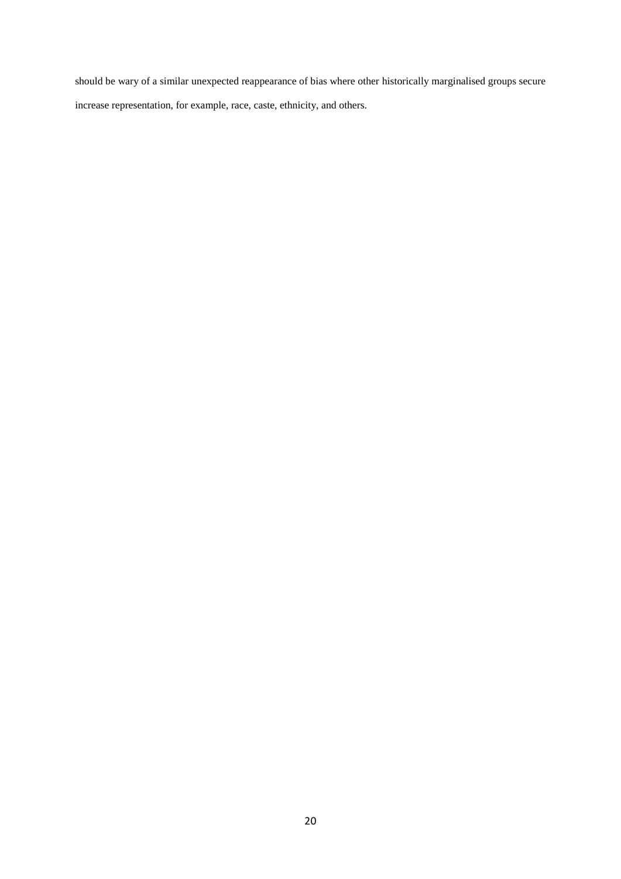should be wary of a similar unexpected reappearance of bias where other historically marginalised groups secure increase representation, for example, race, caste, ethnicity, and others.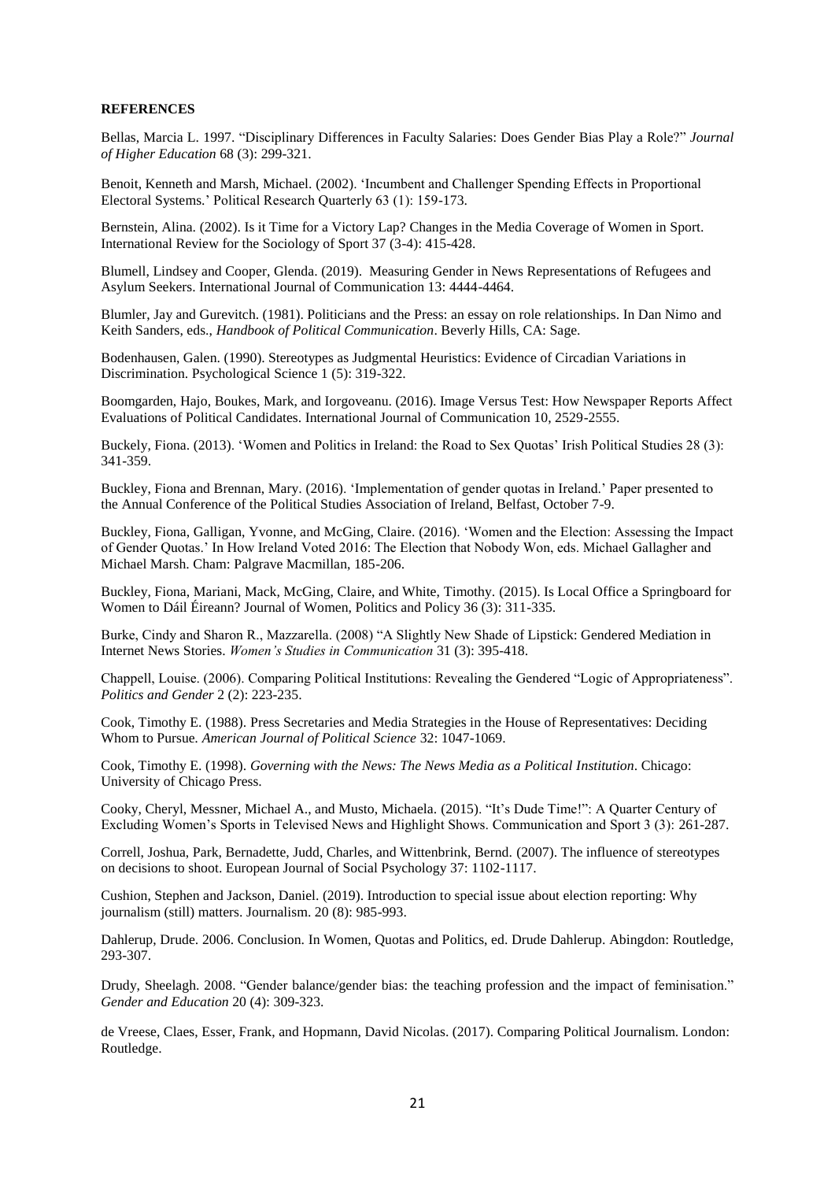**REFERENCES**

Bellas, Marcia L. 1997. "Disciplinary Differences in Faculty Salaries: Does Gender Bias Play a Role?" *Journal of Higher Education* 68 (3): 299-321.

Benoit, Kenneth and Marsh, Michael. (2002). 'Incumbent and Challenger Spending Effects in Proportional Electoral Systems.' Political Research Quarterly 63 (1): 159-173.

Bernstein, Alina. (2002). Is it Time for a Victory Lap? Changes in the Media Coverage of Women in Sport. International Review for the Sociology of Sport 37 (3-4): 415-428.

Blumell, Lindsey and Cooper, Glenda. (2019). Measuring Gender in News Representations of Refugees and Asylum Seekers. International Journal of Communication 13: 4444-4464.

Blumler, Jay and Gurevitch. (1981). Politicians and the Press: an essay on role relationships. In Dan Nimo and Keith Sanders, eds., *Handbook of Political Communication*. Beverly Hills, CA: Sage.

Bodenhausen, Galen. (1990). Stereotypes as Judgmental Heuristics: Evidence of Circadian Variations in Discrimination. Psychological Science 1 (5): 319-322.

Boomgarden, Hajo, Boukes, Mark, and Iorgoveanu. (2016). Image Versus Test: How Newspaper Reports Affect Evaluations of Political Candidates. International Journal of Communication 10, 2529-2555.

Buckely, Fiona. (2013). 'Women and Politics in Ireland: the Road to Sex Quotas' Irish Political Studies 28 (3): 341-359.

Buckley, Fiona and Brennan, Mary. (2016). 'Implementation of gender quotas in Ireland.' Paper presented to the Annual Conference of the Political Studies Association of Ireland, Belfast, October 7-9.

Buckley, Fiona, Galligan, Yvonne, and McGing, Claire. (2016). 'Women and the Election: Assessing the Impact of Gender Quotas.' In How Ireland Voted 2016: The Election that Nobody Won, eds. Michael Gallagher and Michael Marsh. Cham: Palgrave Macmillan, 185-206.

Buckley, Fiona, Mariani, Mack, McGing, Claire, and White, Timothy. (2015). Is Local Office a Springboard for Women to Dáil Éireann? Journal of Women, Politics and Policy 36 (3): 311-335.

Burke, Cindy and Sharon R., Mazzarella. (2008) "A Slightly New Shade of Lipstick: Gendered Mediation in Internet News Stories. *Women's Studies in Communication* 31 (3): 395-418.

Chappell, Louise. (2006). Comparing Political Institutions: Revealing the Gendered "Logic of Appropriateness". *Politics and Gender* 2 (2): 223-235.

Cook, Timothy E. (1988). Press Secretaries and Media Strategies in the House of Representatives: Deciding Whom to Pursue. *American Journal of Political Science* 32: 1047-1069.

Cook, Timothy E. (1998). *Governing with the News: The News Media as a Political Institution*. Chicago: University of Chicago Press.

Cooky, Cheryl, Messner, Michael A., and Musto, Michaela. (2015). "It's Dude Time!": A Quarter Century of Excluding Women's Sports in Televised News and Highlight Shows. Communication and Sport 3 (3): 261-287.

Correll, Joshua, Park, Bernadette, Judd, Charles, and Wittenbrink, Bernd. (2007). The influence of stereotypes on decisions to shoot. European Journal of Social Psychology 37: 1102-1117.

Cushion, Stephen and Jackson, Daniel. (2019). Introduction to special issue about election reporting: Why journalism (still) matters. Journalism. 20 (8): 985-993.

Dahlerup, Drude. 2006. Conclusion. In Women, Quotas and Politics, ed. Drude Dahlerup. Abingdon: Routledge, 293-307.

Drudy, Sheelagh. 2008. "Gender balance/gender bias: the teaching profession and the impact of feminisation." *Gender and Education* 20 (4): 309-323.

de Vreese, Claes, Esser, Frank, and Hopmann, David Nicolas. (2017). Comparing Political Journalism. London: Routledge.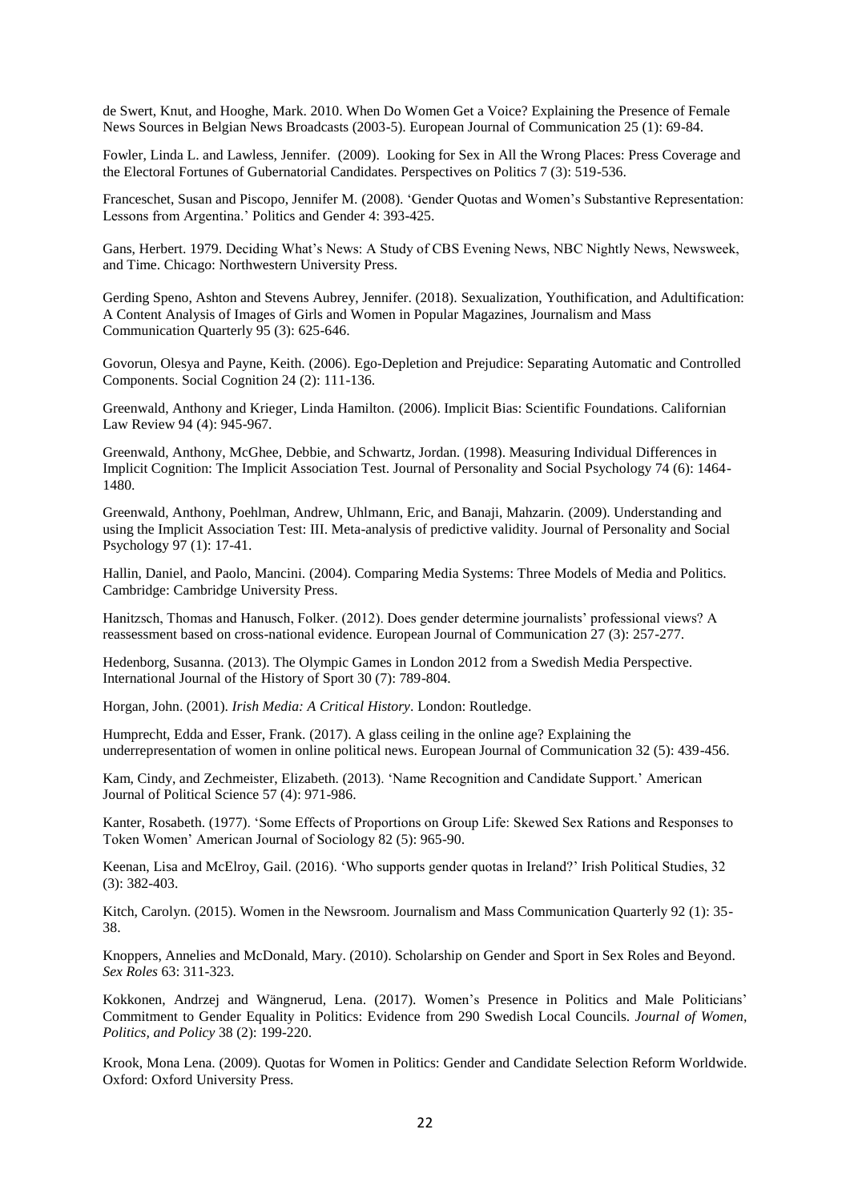de Swert, Knut, and Hooghe, Mark. 2010. When Do Women Get a Voice? Explaining the Presence of Female News Sources in Belgian News Broadcasts (2003-5). European Journal of Communication 25 (1): 69-84.

Fowler, Linda L. and Lawless, Jennifer. (2009). Looking for Sex in All the Wrong Places: Press Coverage and the Electoral Fortunes of Gubernatorial Candidates. Perspectives on Politics 7 (3): 519-536.

Franceschet, Susan and Piscopo, Jennifer M. (2008). 'Gender Quotas and Women's Substantive Representation: Lessons from Argentina.' Politics and Gender 4: 393-425.

Gans, Herbert. 1979. Deciding What's News: A Study of CBS Evening News, NBC Nightly News, Newsweek, and Time. Chicago: Northwestern University Press.

Gerding Speno, Ashton and Stevens Aubrey, Jennifer. (2018). Sexualization, Youthification, and Adultification: A Content Analysis of Images of Girls and Women in Popular Magazines, Journalism and Mass Communication Quarterly 95 (3): 625-646.

Govorun, Olesya and Payne, Keith. (2006). Ego-Depletion and Prejudice: Separating Automatic and Controlled Components. Social Cognition 24 (2): 111-136.

Greenwald, Anthony and Krieger, Linda Hamilton. (2006). Implicit Bias: Scientific Foundations. Californian Law Review 94 (4): 945-967.

Greenwald, Anthony, McGhee, Debbie, and Schwartz, Jordan. (1998). Measuring Individual Differences in Implicit Cognition: The Implicit Association Test. Journal of Personality and Social Psychology 74 (6): 1464-1480.

Greenwald, Anthony, Poehlman, Andrew, Uhlmann, Eric, and Banaji, Mahzarin. (2009). Understanding and using the Implicit Association Test: III. Meta-analysis of predictive validity. Journal of Personality and Social Psychology 97 (1): 17-41.

Hallin, Daniel, and Paolo, Mancini. (2004). Comparing Media Systems: Three Models of Media and Politics. Cambridge: Cambridge University Press.

Hanitzsch, Thomas and Hanusch, Folker. (2012). Does gender determine journalists' professional views? A reassessment based on cross-national evidence. European Journal of Communication 27 (3): 257-277.

Hedenborg, Susanna. (2013). The Olympic Games in London 2012 from a Swedish Media Perspective. International Journal of the History of Sport 30 (7): 789-804.

Horgan, John. (2001). *Irish Media: A Critical History*. London: Routledge.

Humprecht, Edda and Esser, Frank. (2017). A glass ceiling in the online age? Explaining the underrepresentation of women in online political news. European Journal of Communication 32 (5): 439-456.

Kam, Cindy, and Zechmeister, Elizabeth. (2013). 'Name Recognition and Candidate Support.' American Journal of Political Science 57 (4): 971-986.

Kanter, Rosabeth. (1977). 'Some Effects of Proportions on Group Life: Skewed Sex Rations and Responses to Token Women' American Journal of Sociology 82 (5): 965-90.

Keenan, Lisa and McElroy, Gail. (2016). 'Who supports gender quotas in Ireland?' Irish Political Studies, 32 (3): 382-403.

Kitch, Carolyn. (2015). Women in the Newsroom. Journalism and Mass Communication Quarterly 92 (1): 35-38.

Knoppers, Annelies and McDonald, Mary. (2010). Scholarship on Gender and Sport in Sex Roles and Beyond. *Sex Roles* 63: 311-323.

Kokkonen, Andrzej and Wängnerud, Lena. (2017). Women's Presence in Politics and Male Politicians' Commitment to Gender Equality in Politics: Evidence from 290 Swedish Local Councils. *Journal of Women, Politics, and Policy* 38 (2): 199-220.

Krook, Mona Lena. (2009). Quotas for Women in Politics: Gender and Candidate Selection Reform Worldwide. Oxford: Oxford University Press.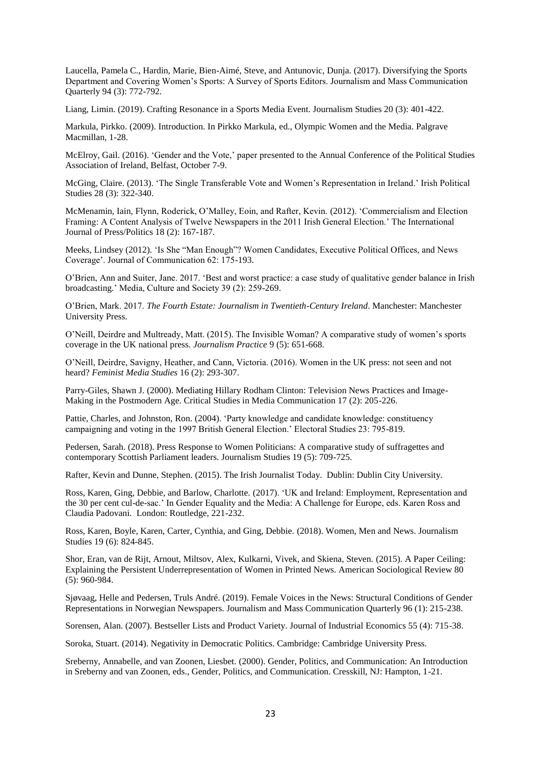Laucella, Pamela C., Hardin, Marie, Bien-Aimé, Steve, and Antunovic, Dunja. (2017). Diversifying the Sports Department and Covering Women's Sports: A Survey of Sports Editors. Journalism and Mass Communication Quarterly 94 (3): 772-792.

Liang, Limin. (2019). Crafting Resonance in a Sports Media Event. Journalism Studies 20 (3): 401-422.

Markula, Pirkko. (2009). Introduction. In Pirkko Markula, ed., Olympic Women and the Media. Palgrave Macmillan, 1-28.

McElroy, Gail. (2016). 'Gender and the Vote,' paper presented to the Annual Conference of the Political Studies Association of Ireland, Belfast, October 7-9.

McGing, Claire. (2013). 'The Single Transferable Vote and Women's Representation in Ireland.' Irish Political Studies 28 (3): 322-340.

McMenamin, Iain, Flynn, Roderick, O'Malley, Eoin, and Rafter, Kevin. (2012). 'Commercialism and Election Framing: A Content Analysis of Twelve Newspapers in the 2011 Irish General Election.' The International Journal of Press/Politics 18 (2): 167-187.

Meeks, Lindsey (2012). 'Is She "Man Enough"? Women Candidates, Executive Political Offices, and News Coverage'. Journal of Communication 62: 175-193.

O'Brien, Ann and Suiter, Jane. 2017. 'Best and worst practice: a case study of qualitative gender balance in Irish broadcasting.' Media, Culture and Society 39 (2): 259-269.

O'Brien, Mark. 2017. *The Fourth Estate: Journalism in Twentieth-Century Ireland*. Manchester: Manchester University Press.

O'Neill, Deirdre and Multready, Matt. (2015). The Invisible Woman? A comparative study of women's sports coverage in the UK national press. *Journalism Practice* 9 (5): 651-668.

O'Neill, Deirdre, Savigny, Heather, and Cann, Victoria. (2016). Women in the UK press: not seen and not heard? *Feminist Media Studies* 16 (2): 293-307.

Parry-Giles, Shawn J. (2000). Mediating Hillary Rodham Clinton: Television News Practices and Image-Making in the Postmodern Age. Critical Studies in Media Communication 17 (2): 205-226.

Pattie, Charles, and Johnston, Ron. (2004). 'Party knowledge and candidate knowledge: constituency campaigning and voting in the 1997 British General Election.' Electoral Studies 23: 795-819.

Pedersen, Sarah. (2018). Press Response to Women Politicians: A comparative study of suffragettes and contemporary Scottish Parliament leaders. Journalism Studies 19 (5): 709-725.

Rafter, Kevin and Dunne, Stephen. (2015). The Irish Journalist Today. Dublin: Dublin City University.

Ross, Karen, Ging, Debbie, and Barlow, Charlotte. (2017). 'UK and Ireland: Employment, Representation and the 30 per cent cul-de-sac.' In Gender Equality and the Media: A Challenge for Europe, eds. Karen Ross and Claudia Padovani. London: Routledge, 221-232.

Ross, Karen, Boyle, Karen, Carter, Cynthia, and Ging, Debbie. (2018). Women, Men and News. Journalism Studies 19 (6): 824-845.

Shor, Eran, van de Rijt, Arnout, Miltsov, Alex, Kulkarni, Vivek, and Skiena, Steven. (2015). A Paper Ceiling: Explaining the Persistent Underrepresentation of Women in Printed News. American Sociological Review 80 (5): 960-984.

Sjøvaag, Helle and Pedersen, Truls André. (2019). Female Voices in the News: Structural Conditions of Gender Representations in Norwegian Newspapers. Journalism and Mass Communication Quarterly 96 (1): 215-238.

Sorensen, Alan. (2007). Bestseller Lists and Product Variety. Journal of Industrial Economics 55 (4): 715-38.

Soroka, Stuart. (2014). Negativity in Democratic Politics. Cambridge: Cambridge University Press.

Sreberny, Annabelle, and van Zoonen, Liesbet. (2000). Gender, Politics, and Communication: An Introduction in Sreberny and van Zoonen, eds., Gender, Politics, and Communication. Cresskill, NJ: Hampton, 1-21.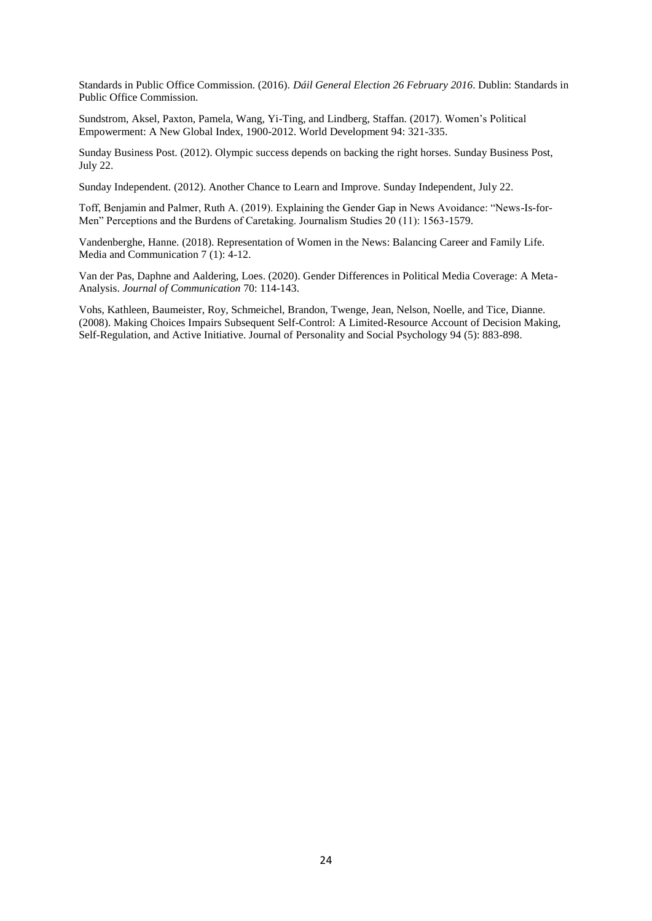Standards in Public Office Commission. (2016). *Dáil General Election 26 February 2016*. Dublin: Standards in Public Office Commission.

Sundstrom, Aksel, Paxton, Pamela, Wang, Yi-Ting, and Lindberg, Staffan. (2017). Women's Political Empowerment: A New Global Index, 1900-2012. World Development 94: 321-335.

Sunday Business Post. (2012). Olympic success depends on backing the right horses. Sunday Business Post, July 22.

Sunday Independent. (2012). Another Chance to Learn and Improve. Sunday Independent, July 22.

Toff, Benjamin and Palmer, Ruth A. (2019). Explaining the Gender Gap in News Avoidance: "News-Is-for-Men" Perceptions and the Burdens of Caretaking. Journalism Studies 20 (11): 1563-1579.

Vandenberghe, Hanne. (2018). Representation of Women in the News: Balancing Career and Family Life. Media and Communication 7 (1): 4-12.

Van der Pas, Daphne and Aaldering, Loes. (2020). Gender Differences in Political Media Coverage: A Meta-Analysis. *Journal of Communication* 70: 114-143.

Vohs, Kathleen, Baumeister, Roy, Schmeichel, Brandon, Twenge, Jean, Nelson, Noelle, and Tice, Dianne. (2008). Making Choices Impairs Subsequent Self-Control: A Limited-Resource Account of Decision Making, Self-Regulation, and Active Initiative. Journal of Personality and Social Psychology 94 (5): 883-898.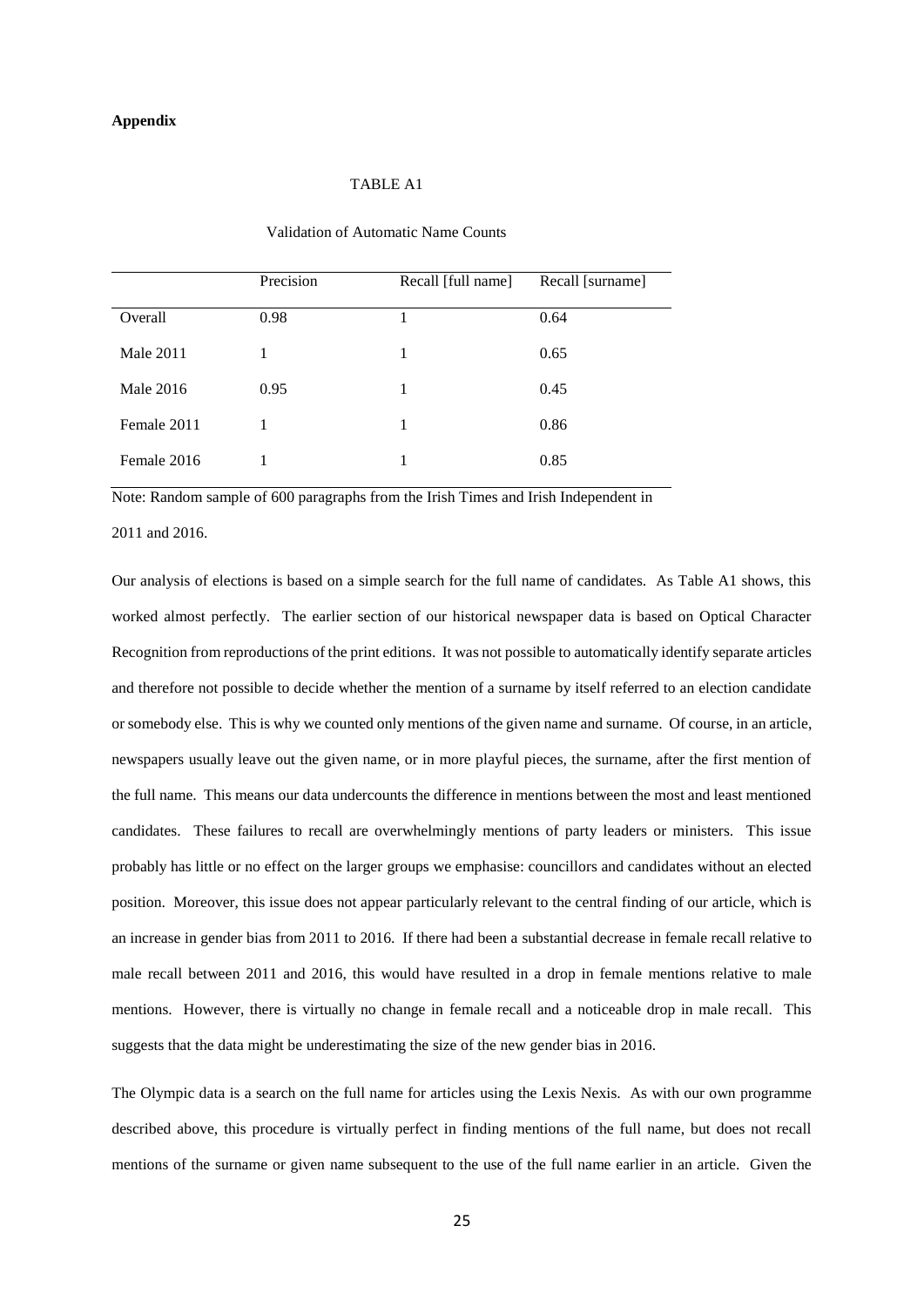**Appendix**

TABLE A1

Validation of Automatic Name Counts

| | Precision | Recall [full name] | Recall [surname] |
|---|---|---|---|
| Overall | 0.98 | 1 | 0.64 |
| Male 2011 | 1 | 1 | 0.65 |
| Male 2016 | 0.95 | 1 | 0.45 |
| Female 2011 | 1 | 1 | 0.86 |
| Female 2016 | 1 | 1 | 0.85 |

Note: Random sample of 600 paragraphs from the Irish Times and Irish Independent in 2011 and 2016.

Our analysis of elections is based on a simple search for the full name of candidates. As Table A1 shows, this worked almost perfectly. The earlier section of our historical newspaper data is based on Optical Character Recognition from reproductions of the print editions. It was not possible to automatically identify separate articles and therefore not possible to decide whether the mention of a surname by itself referred to an election candidate or somebody else. This is why we counted only mentions of the given name and surname. Of course, in an article, newspapers usually leave out the given name, or in more playful pieces, the surname, after the first mention of the full name. This means our data undercounts the difference in mentions between the most and least mentioned candidates. These failures to recall are overwhelmingly mentions of party leaders or ministers. This issue probably has little or no effect on the larger groups we emphasise: councillors and candidates without an elected position. Moreover, this issue does not appear particularly relevant to the central finding of our article, which is an increase in gender bias from 2011 to 2016. If there had been a substantial decrease in female recall relative to male recall between 2011 and 2016, this would have resulted in a drop in female mentions relative to male mentions. However, there is virtually no change in female recall and a noticeable drop in male recall. This suggests that the data might be underestimating the size of the new gender bias in 2016.

The Olympic data is a search on the full name for articles using the Lexis Nexis. As with our own programme described above, this procedure is virtually perfect in finding mentions of the full name, but does not recall mentions of the surname or given name subsequent to the use of the full name earlier in an article. Given the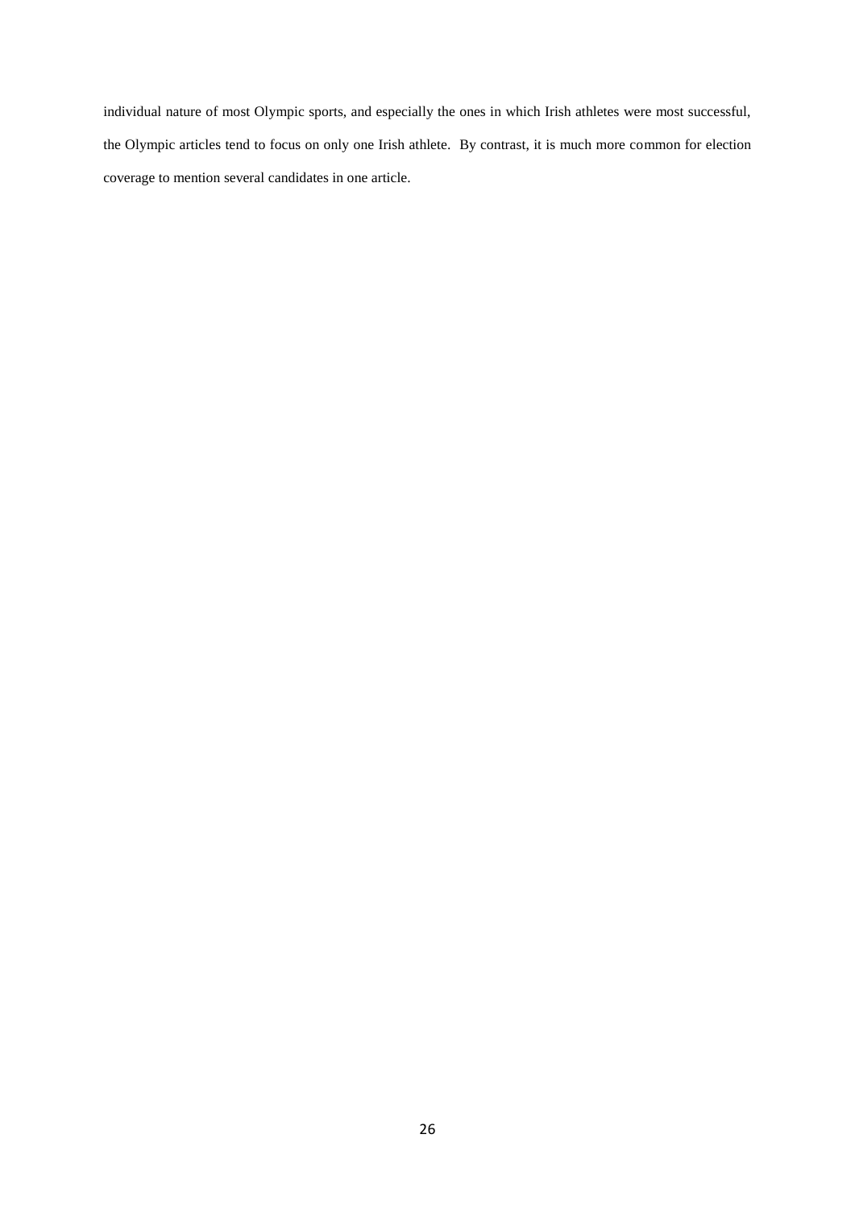individual nature of most Olympic sports, and especially the ones in which Irish athletes were most successful, the Olympic articles tend to focus on only one Irish athlete. By contrast, it is much more common for election coverage to mention several candidates in one article.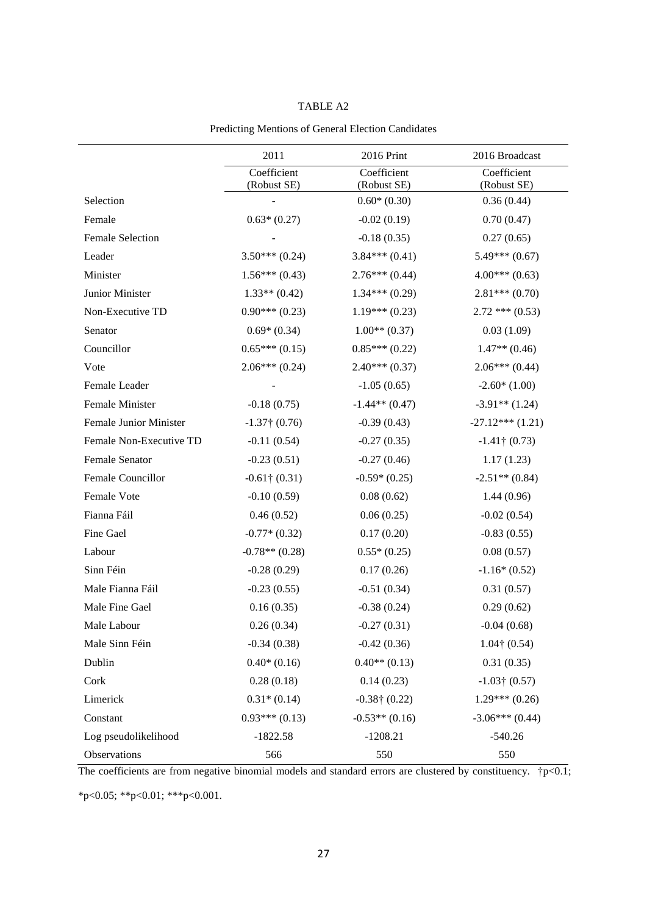TABLE A2

Predicting Mentions of General Election Candidates

| | 2011 | 2016 Print | 2016 Broadcast |
|---|---|---|---|
| | Coefficient (Robust SE) | Coefficient (Robust SE) | Coefficient (Robust SE) |
| Selection | - | 0.60* (0.30) | 0.36 (0.44) |
| Female | 0.63* (0.27) | -0.02 (0.19) | 0.70 (0.47) |
| Female Selection | - | -0.18 (0.35) | 0.27 (0.65) |
| Leader | 3.50*** (0.24) | 3.84*** (0.41) | 5.49*** (0.67) |
| Minister | 1.56*** (0.43) | 2.76*** (0.44) | 4.00*** (0.63) |
| Junior Minister | 1.33** (0.42) | 1.34*** (0.29) | 2.81*** (0.70) |
| Non-Executive TD | 0.90*** (0.23) | 1.19*** (0.23) | 2.72 *** (0.53) |
| Senator | 0.69* (0.34) | 1.00** (0.37) | 0.03 (1.09) |
| Councillor | 0.65*** (0.15) | 0.85*** (0.22) | 1.47** (0.46) |
| Vote | 2.06*** (0.24) | 2.40*** (0.37) | 2.06*** (0.44) |
| Female Leader | - | -1.05 (0.65) | -2.60* (1.00) |
| Female Minister | -0.18 (0.75) | -1.44** (0.47) | -3.91** (1.24) |
| Female Junior Minister | -1.37† (0.76) | -0.39 (0.43) | -27.12*** (1.21) |
| Female Non-Executive TD | -0.11 (0.54) | -0.27 (0.35) | -1.41† (0.73) |
| Female Senator | -0.23 (0.51) | -0.27 (0.46) | 1.17 (1.23) |
| Female Councillor | -0.61† (0.31) | -0.59* (0.25) | -2.51** (0.84) |
| Female Vote | -0.10 (0.59) | 0.08 (0.62) | 1.44 (0.96) |
| Fianna Fáil | 0.46 (0.52) | 0.06 (0.25) | -0.02 (0.54) |
| Fine Gael | -0.77* (0.32) | 0.17 (0.20) | -0.83 (0.55) |
| Labour | -0.78** (0.28) | 0.55* (0.25) | 0.08 (0.57) |
| Sinn Féin | -0.28 (0.29) | 0.17 (0.26) | -1.16* (0.52) |
| Male Fianna Fáil | -0.23 (0.55) | -0.51 (0.34) | 0.31 (0.57) |
| Male Fine Gael | 0.16 (0.35) | -0.38 (0.24) | 0.29 (0.62) |
| Male Labour | 0.26 (0.34) | -0.27 (0.31) | -0.04 (0.68) |
| Male Sinn Féin | -0.34 (0.38) | -0.42 (0.36) | 1.04† (0.54) |
| Dublin | 0.40* (0.16) | 0.40** (0.13) | 0.31 (0.35) |
| Cork | 0.28 (0.18) | 0.14 (0.23) | -1.03† (0.57) |
| Limerick | 0.31* (0.14) | -0.38† (0.22) | 1.29*** (0.26) |
| Constant | 0.93*** (0.13) | -0.53** (0.16) | -3.06*** (0.44) |
| Log pseudolikelihood | -1822.58 | -1208.21 | -540.26 |
| Observations | 566 | 550 | 550 |

The coefficients are from negative binomial models and standard errors are clustered by constituency. †p<0.1; *p<0.05; **p<0.01; ***p<0.001.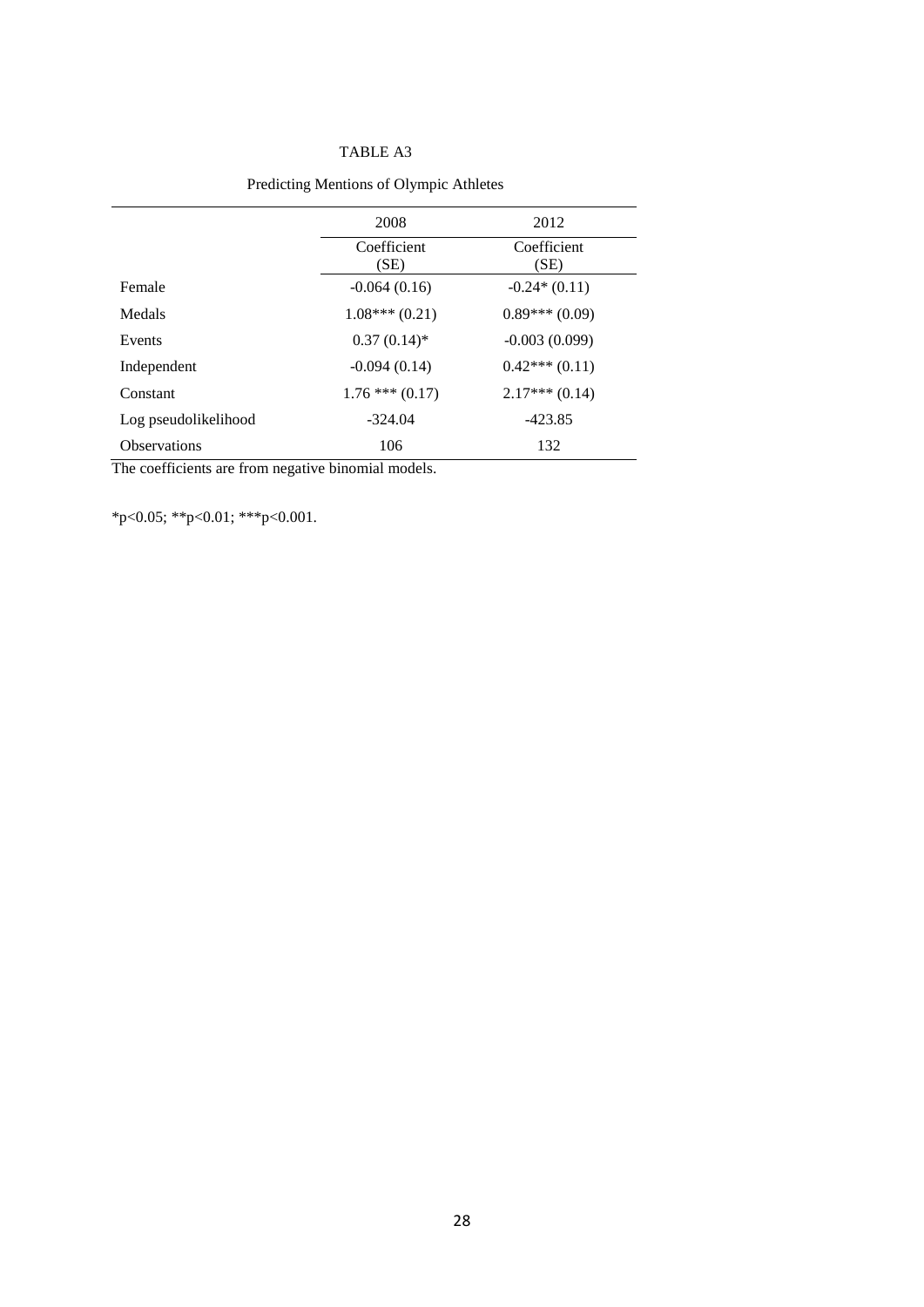TABLE A3

Predicting Mentions of Olympic Athletes

| | 2008 | 2012 |
|---|---|---|
| | Coefficient (SE) | Coefficient (SE) |
| Female | -0.064 (0.16) | -0.24* (0.11) |
| Medals | 1.08*** (0.21) | 0.89*** (0.09) |
| Events | 0.37 (0.14)* | -0.003 (0.099) |
| Independent | -0.094 (0.14) | 0.42*** (0.11) |
| Constant | 1.76 *** (0.17) | 2.17*** (0.14) |
| Log pseudolikelihood | -324.04 | -423.85 |
| Observations | 106 | 132 |

The coefficients are from negative binomial models.

*p<0.05; **p<0.01; ***p<0.001.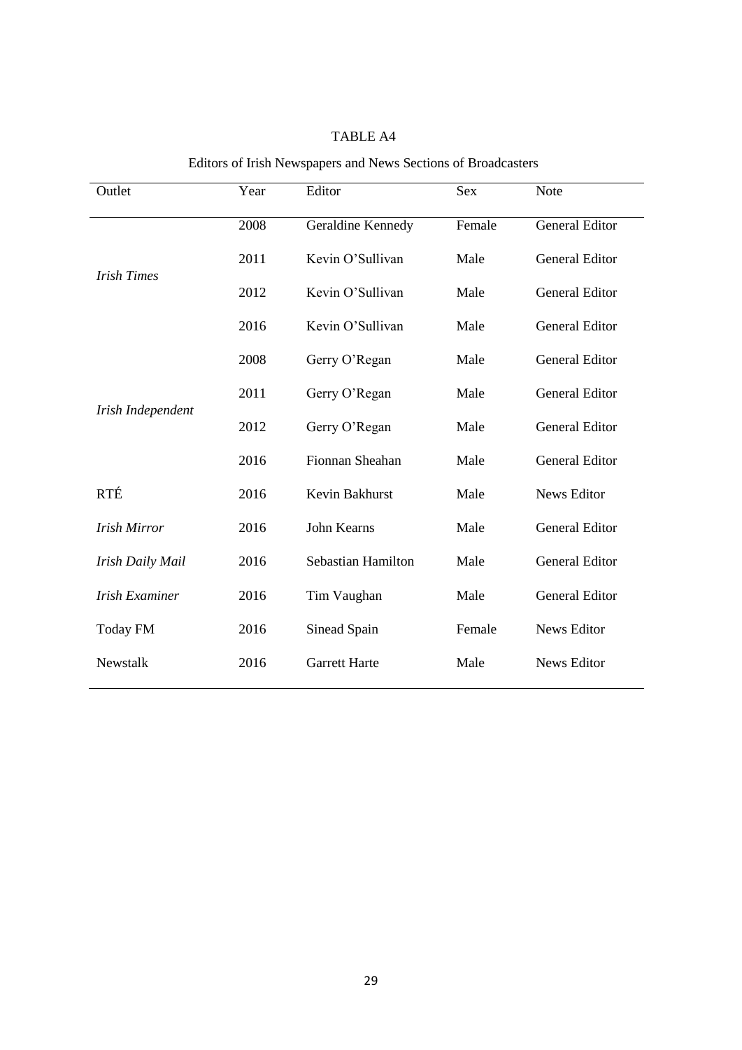TABLE A4

Editors of Irish Newspapers and News Sections of Broadcasters

| Outlet | Year | Editor | Sex | Note |
|---|---|---|---|---|
| *Irish Times* | 2008 | Geraldine Kennedy | Female | General Editor |
| | 2011 | Kevin O'Sullivan | Male | General Editor |
| | 2012 | Kevin O'Sullivan | Male | General Editor |
| | 2016 | Kevin O'Sullivan | Male | General Editor |
| *Irish Independent* | 2008 | Gerry O'Regan | Male | General Editor |
| | 2011 | Gerry O'Regan | Male | General Editor |
| | 2012 | Gerry O'Regan | Male | General Editor |
| | 2016 | Fionnan Sheahan | Male | General Editor |
| RTÉ | 2016 | Kevin Bakhurst | Male | News Editor |
| *Irish Mirror* | 2016 | John Kearns | Male | General Editor |
| *Irish Daily Mail* | 2016 | Sebastian Hamilton | Male | General Editor |
| *Irish Examiner* | 2016 | Tim Vaughan | Male | General Editor |
| Today FM | 2016 | Sinead Spain | Female | News Editor |
| Newstalk | 2016 | Garrett Harte | Male | News Editor |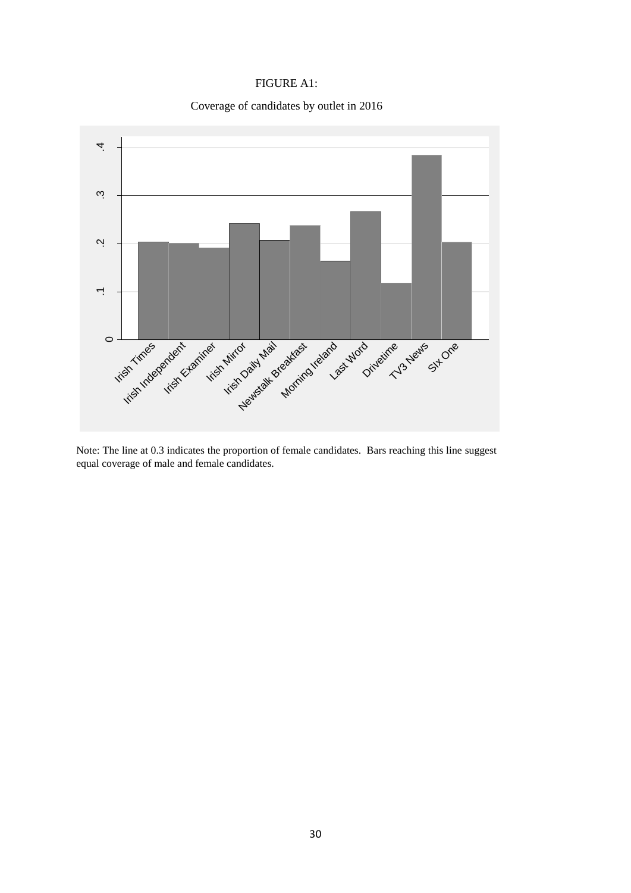FIGURE A1:

Coverage of candidates by outlet in 2016

Note: The line at 0.3 indicates the proportion of female candidates. Bars reaching this line suggest equal coverage of male and female candidates.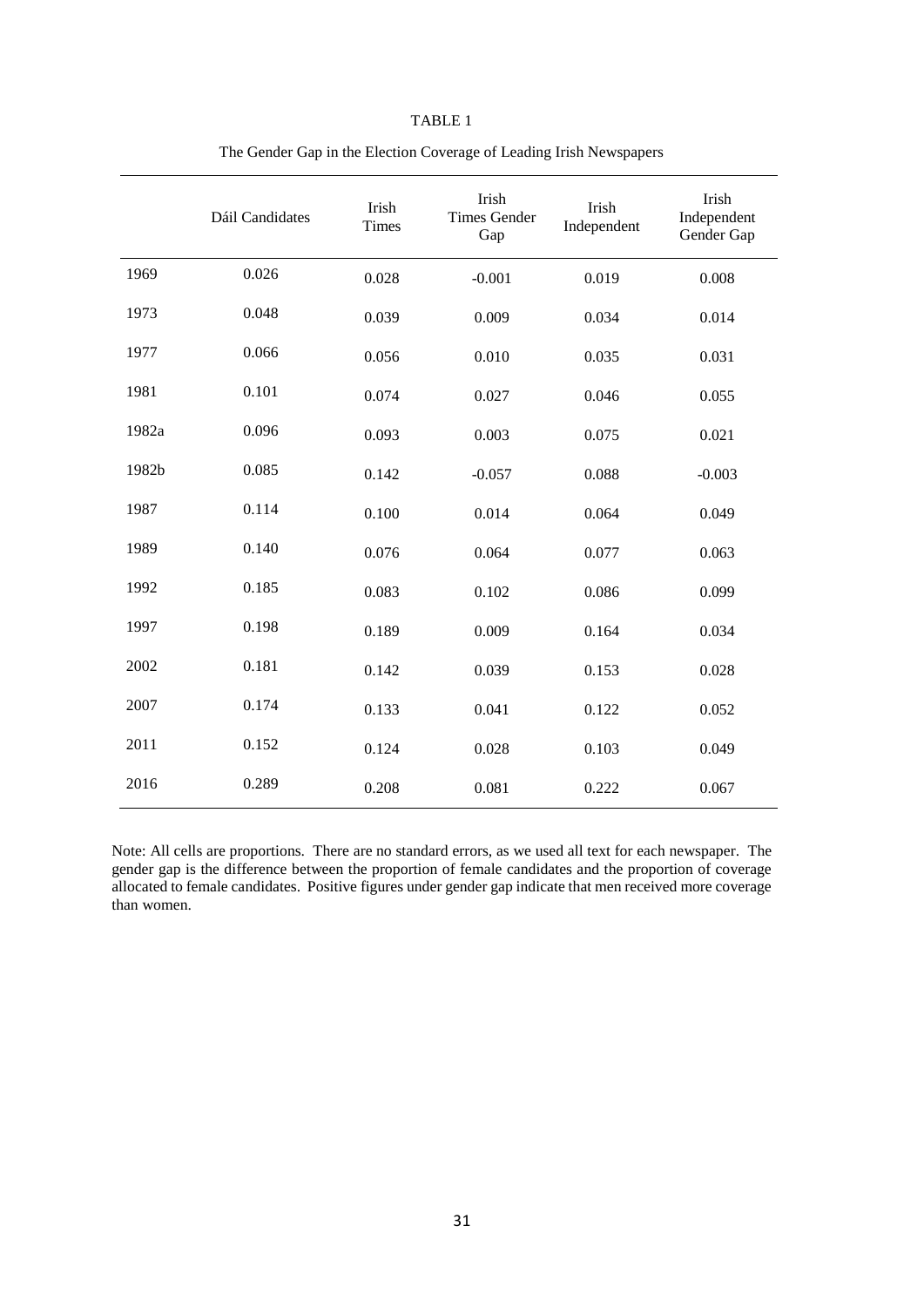TABLE 1

The Gender Gap in the Election Coverage of Leading Irish Newspapers

| | Dáil Candidates | Irish Times | Irish Times Gender Gap | Irish Independent | Irish Independent Gender Gap |
|---|---|---|---|---|---|
| 1969 | 0.026 | 0.028 | -0.001 | 0.019 | 0.008 |
| 1973 | 0.048 | 0.039 | 0.009 | 0.034 | 0.014 |
| 1977 | 0.066 | 0.056 | 0.010 | 0.035 | 0.031 |
| 1981 | 0.101 | 0.074 | 0.027 | 0.046 | 0.055 |
| 1982a | 0.096 | 0.093 | 0.003 | 0.075 | 0.021 |
| 1982b | 0.085 | 0.142 | -0.057 | 0.088 | -0.003 |
| 1987 | 0.114 | 0.100 | 0.014 | 0.064 | 0.049 |
| 1989 | 0.140 | 0.076 | 0.064 | 0.077 | 0.063 |
| 1992 | 0.185 | 0.083 | 0.102 | 0.086 | 0.099 |
| 1997 | 0.198 | 0.189 | 0.009 | 0.164 | 0.034 |
| 2002 | 0.181 | 0.142 | 0.039 | 0.153 | 0.028 |
| 2007 | 0.174 | 0.133 | 0.041 | 0.122 | 0.052 |
| 2011 | 0.152 | 0.124 | 0.028 | 0.103 | 0.049 |
| 2016 | 0.289 | 0.208 | 0.081 | 0.222 | 0.067 |

Note: All cells are proportions. There are no standard errors, as we used all text for each newspaper. The gender gap is the difference between the proportion of female candidates and the proportion of coverage allocated to female candidates. Positive figures under gender gap indicate that men received more coverage than women.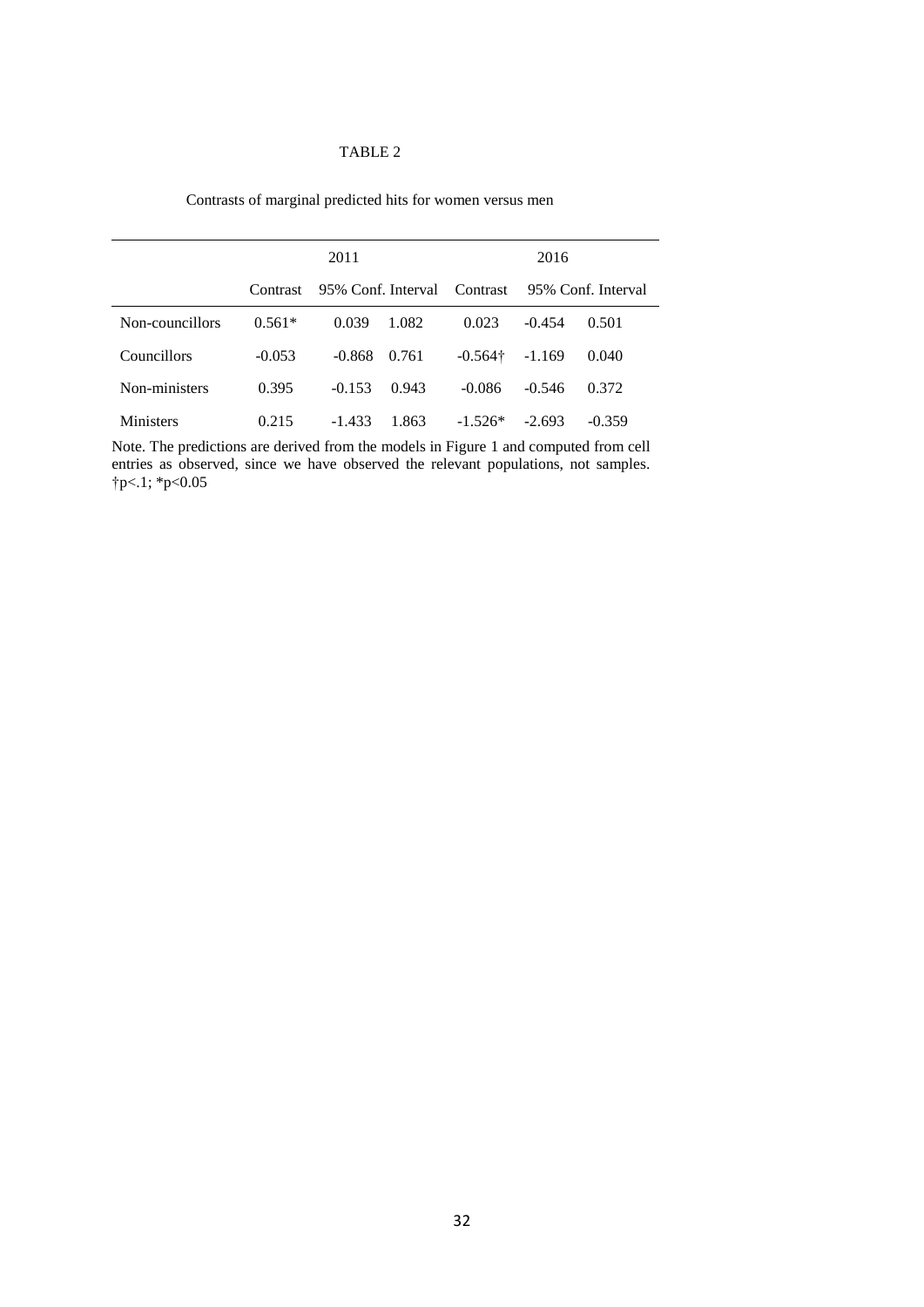TABLE 2

Contrasts of marginal predicted hits for women versus men

| | 2011 | | | 2016 | | |
|---|---|---|---|---|---|---|
| | Contrast | 95% Conf. Interval | | Contrast | 95% Conf. Interval | |
| Non-councillors | 0.561* | 0.039 | 1.082 | 0.023 | -0.454 | 0.501 |
| Councillors | -0.053 | -0.868 | 0.761 | -0.564† | -1.169 | 0.040 |
| Non-ministers | 0.395 | -0.153 | 0.943 | -0.086 | -0.546 | 0.372 |
| Ministers | 0.215 | -1.433 | 1.863 | -1.526* | -2.693 | -0.359 |

Note. The predictions are derived from the models in Figure 1 and computed from cell entries as observed, since we have observed the relevant populations, not samples. †$p<.1$; *$p<0.05$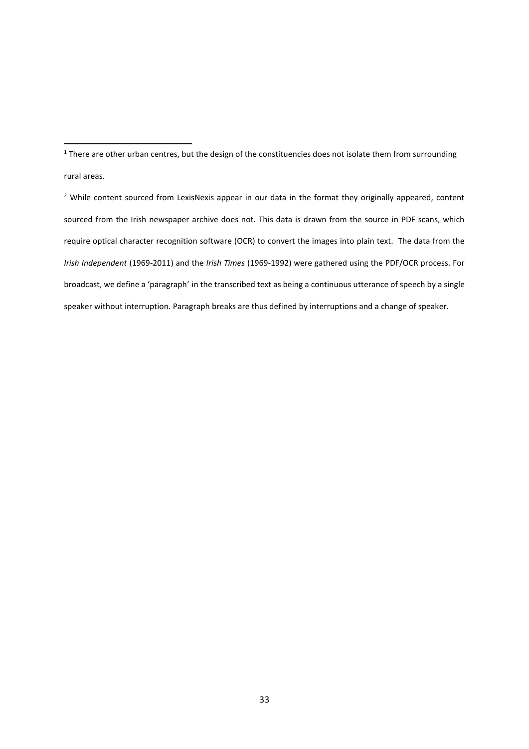[1] There are other urban centres, but the design of the constituencies does not isolate them from surrounding rural areas.

[2] While content sourced from LexisNexis appear in our data in the format they originally appeared, content sourced from the Irish newspaper archive does not. This data is drawn from the source in PDF scans, which require optical character recognition software (OCR) to convert the images into plain text. The data from the *Irish Independent* (1969-2011) and the *Irish Times* (1969-1992) were gathered using the PDF/OCR process. For broadcast, we define a 'paragraph' in the transcribed text as being a continuous utterance of speech by a single speaker without interruption. Paragraph breaks are thus defined by interruptions and a change of speaker.